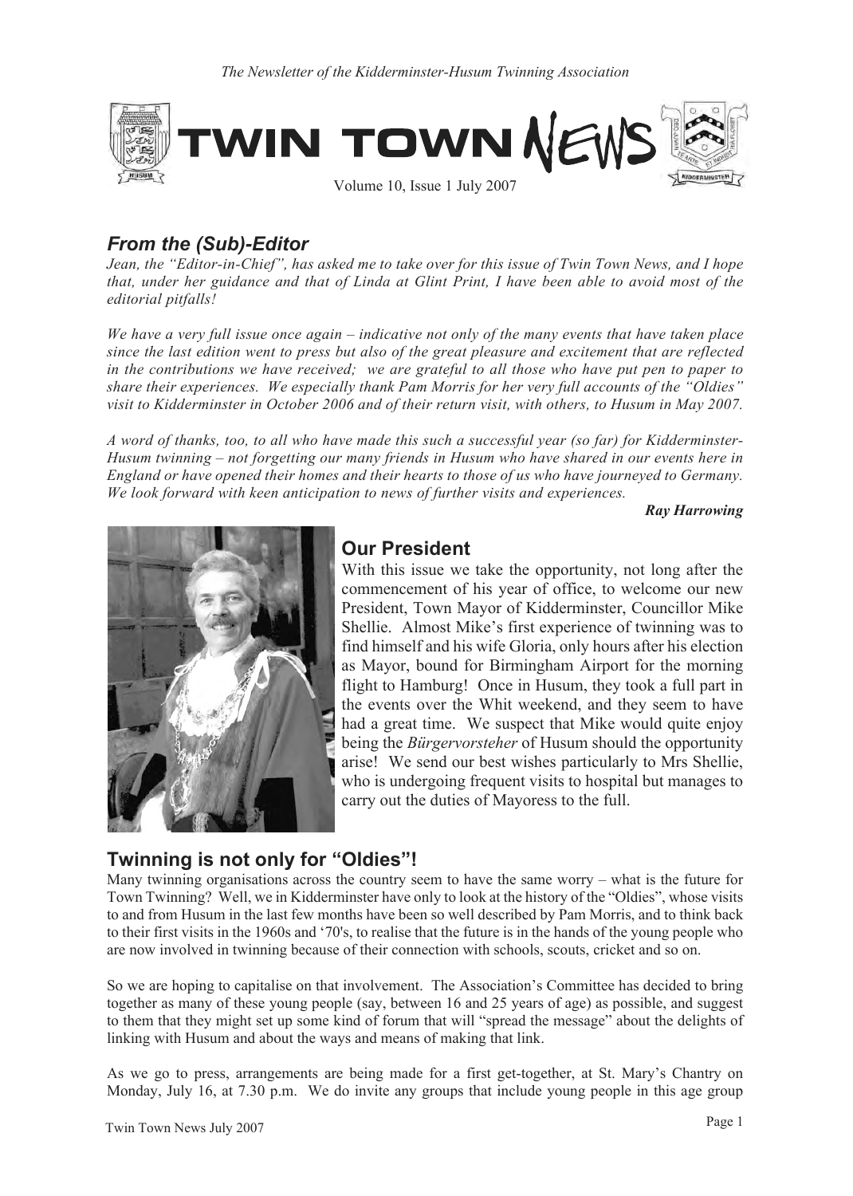*The Newsletter of the Kidderminster-Husum Twinning Association*

# TWIN TOWN NEWS

Volume 10, Issue 1 July 2007

## *From the (Sub)-Editor*

*Jean, the "Editor-in-Chief", has asked me to take over for this issue of Twin Town News, and I hope that, under her guidance and that of Linda at Glint Print, I have been able to avoid most of the editorial pitfalls!*

*We have a very full issue once again – indicative not only of the many events that have taken place since the last edition went to press but also of the great pleasure and excitement that are reflected in the contributions we have received; we are grateful to all those who have put pen to paper to share their experiences. We especially thank Pam Morris for her very full accounts of the "Oldies" visit to Kidderminster in October 2006 and of their return visit, with others, to Husum in May 2007.*

*A word of thanks, too, to all who have made this such a successful year (so far) for Kidderminster-Husum twinning – not forgetting our many friends in Husum who have shared in our events here in England or have opened their homes and their hearts to those of us who have journeyed to Germany. We look forward with keen anticipation to news of further visits and experiences.*

***Ray Harrowing***

## Our President

With this issue we take the opportunity, not long after the commencement of his year of office, to welcome our new President, Town Mayor of Kidderminster, Councillor Mike Shellie. Almost Mike's first experience of twinning was to find himself and his wife Gloria, only hours after his election as Mayor, bound for Birmingham Airport for the morning flight to Hamburg! Once in Husum, they took a full part in the events over the Whit weekend, and they seem to have had a great time. We suspect that Mike would quite enjoy being the *Bürgervorsteher* of Husum should the opportunity arise! We send our best wishes particularly to Mrs Shellie, who is undergoing frequent visits to hospital but manages to carry out the duties of Mayoress to the full.

## Twinning is not only for "Oldies"!

Many twinning organisations across the country seem to have the same worry – what is the future for Town Twinning? Well, we in Kidderminster have only to look at the history of the "Oldies", whose visits to and from Husum in the last few months have been so well described by Pam Morris, and to think back to their first visits in the 1960s and '70's, to realise that the future is in the hands of the young people who are now involved in twinning because of their connection with schools, scouts, cricket and so on.

So we are hoping to capitalise on that involvement. The Association's Committee has decided to bring together as many of these young people (say, between 16 and 25 years of age) as possible, and suggest to them that they might set up some kind of forum that will "spread the message" about the delights of linking with Husum and about the ways and means of making that link.

As we go to press, arrangements are being made for a first get-together, at St. Mary's Chantry on Monday, July 16, at 7.30 p.m. We do invite any groups that include young people in this age group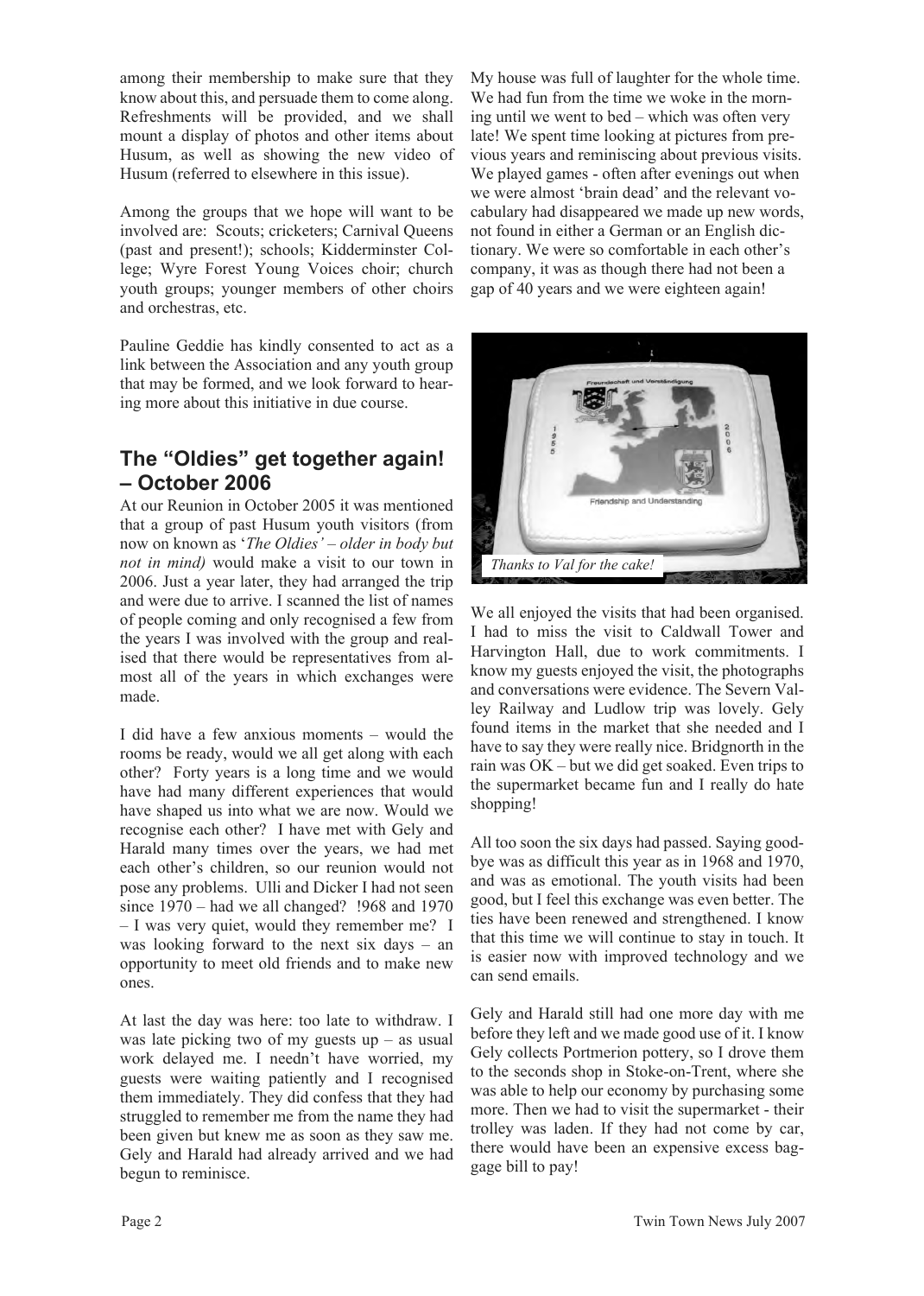among their membership to make sure that they know about this, and persuade them to come along. Refreshments will be provided, and we shall mount a display of photos and other items about Husum, as well as showing the new video of Husum (referred to elsewhere in this issue).

Among the groups that we hope will want to be involved are: Scouts; cricketers; Carnival Queens (past and present!); schools; Kidderminster College; Wyre Forest Young Voices choir; church youth groups; younger members of other choirs and orchestras, etc.

Pauline Geddie has kindly consented to act as a link between the Association and any youth group that may be formed, and we look forward to hearing more about this initiative in due course.

## The "Oldies" get together again! – October 2006

At our Reunion in October 2005 it was mentioned that a group of past Husum youth visitors (from now on known as '*The Oldies' – older in body but not in mind)* would make a visit to our town in 2006. Just a year later, they had arranged the trip and were due to arrive. I scanned the list of names of people coming and only recognised a few from the years I was involved with the group and realised that there would be representatives from almost all of the years in which exchanges were made.

I did have a few anxious moments – would the rooms be ready, would we all get along with each other? Forty years is a long time and we would have had many different experiences that would have shaped us into what we are now. Would we recognise each other? I have met with Gely and Harald many times over the years, we had met each other's children, so our reunion would not pose any problems. Ulli and Dicker I had not seen since 1970 – had we all changed? !968 and 1970 – I was very quiet, would they remember me? I was looking forward to the next six days – an opportunity to meet old friends and to make new ones.

At last the day was here: too late to withdraw. I was late picking two of my guests up – as usual work delayed me. I needn't have worried, my guests were waiting patiently and I recognised them immediately. They did confess that they had struggled to remember me from the name they had been given but knew me as soon as they saw me. Gely and Harald had already arrived and we had begun to reminisce.

My house was full of laughter for the whole time. We had fun from the time we woke in the morning until we went to bed – which was often very late! We spent time looking at pictures from previous years and reminiscing about previous visits. We played games - often after evenings out when we were almost 'brain dead' and the relevant vocabulary had disappeared we made up new words, not found in either a German or an English dictionary. We were so comfortable in each other's company, it was as though there had not been a gap of 40 years and we were eighteen again!

*Thanks to Val for the cake!*

We all enjoyed the visits that had been organised. I had to miss the visit to Caldwall Tower and Harvington Hall, due to work commitments. I know my guests enjoyed the visit, the photographs and conversations were evidence. The Severn Valley Railway and Ludlow trip was lovely. Gely found items in the market that she needed and I have to say they were really nice. Bridgnorth in the rain was OK – but we did get soaked. Even trips to the supermarket became fun and I really do hate shopping!

All too soon the six days had passed. Saying goodbye was as difficult this year as in 1968 and 1970, and was as emotional. The youth visits had been good, but I feel this exchange was even better. The ties have been renewed and strengthened. I know that this time we will continue to stay in touch. It is easier now with improved technology and we can send emails.

Gely and Harald still had one more day with me before they left and we made good use of it. I know Gely collects Portmerion pottery, so I drove them to the seconds shop in Stoke-on-Trent, where she was able to help our economy by purchasing some more. Then we had to visit the supermarket - their trolley was laden. If they had not come by car, there would have been an expensive excess baggage bill to pay!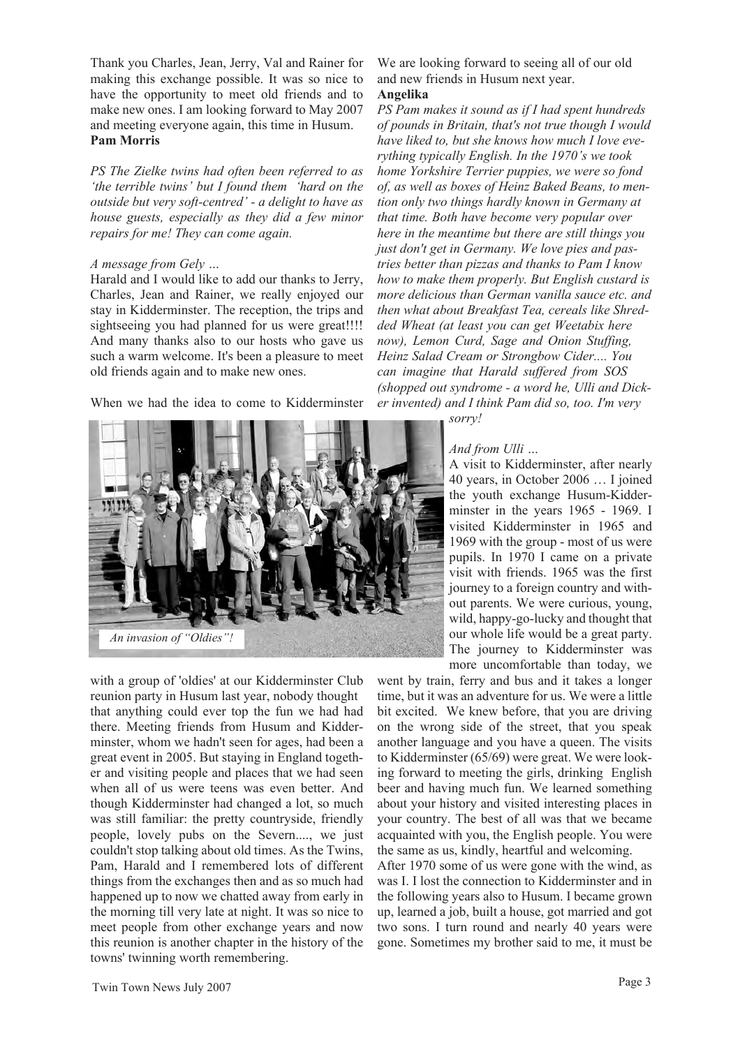Thank you Charles, Jean, Jerry, Val and Rainer for making this exchange possible. It was so nice to have the opportunity to meet old friends and to make new ones. I am looking forward to May 2007 and meeting everyone again, this time in Husum.

**Pam Morris**

*PS The Zielke twins had often been referred to as 'the terrible twins' but I found them 'hard on the outside but very soft-centred' - a delight to have as house guests, especially as they did a few minor repairs for me! They can come again.*

*A message from Gely …*

Harald and I would like to add our thanks to Jerry, Charles, Jean and Rainer, we really enjoyed our stay in Kidderminster. The reception, the trips and sightseeing you had planned for us were great!!!! And many thanks also to our hosts who gave us such a warm welcome. It's been a pleasure to meet old friends again and to make new ones.

When we had the idea to come to Kidderminster with a group of 'oldies' at our Kidderminster Club reunion party in Husum last year, nobody thought that anything could ever top the fun we had had there. Meeting friends from Husum and Kidderminster, whom we hadn't seen for ages, had been a great event in 2005. But staying in England together and visiting people and places that we had seen when all of us were teens was even better. And though Kidderminster had changed a lot, so much was still familiar: the pretty countryside, friendly people, lovely pubs on the Severn...., we just couldn't stop talking about old times. As the Twins, Pam, Harald and I remembered lots of different things from the exchanges then and as so much had happened up to now we chatted away from early in the morning till very late at night. It was so nice to meet people from other exchange years and now this reunion is another chapter in the history of the towns' twinning worth remembering.

*An invasion of "Oldies"!*

We are looking forward to seeing all of our old and new friends in Husum next year.

**Angelika**

*PS Pam makes it sound as if I had spent hundreds of pounds in Britain, that's not true though I would have liked to, but she knows how much I love everything typically English. In the 1970's we took home Yorkshire Terrier puppies, we were so fond of, as well as boxes of Heinz Baked Beans, to mention only two things hardly known in Germany at that time. Both have become very popular over here in the meantime but there are still things you just don't get in Germany. We love pies and pastries better than pizzas and thanks to Pam I know how to make them properly. But English custard is more delicious than German vanilla sauce etc. and then what about Breakfast Tea, cereals like Shredded Wheat (at least you can get Weetabix here now), Lemon Curd, Sage and Onion Stuffing, Heinz Salad Cream or Strongbow Cider.... You can imagine that Harald suffered from SOS (shopped out syndrome - a word he, Ulli and Dicker invented) and I think Pam did so, too. I'm very sorry!*

*And from Ulli …*

A visit to Kidderminster, after nearly 40 years, in October 2006 … I joined the youth exchange Husum-Kidderminster in the years 1965 - 1969. I visited Kidderminster in 1965 and 1969 with the group - most of us were pupils. In 1970 I came on a private visit with friends. 1965 was the first journey to a foreign country and without parents. We were curious, young, wild, happy-go-lucky and thought that our whole life would be a great party. The journey to Kidderminster was more uncomfortable than today, we went by train, ferry and bus and it takes a longer time, but it was an adventure for us. We were a little bit excited. We knew before, that you are driving on the wrong side of the street, that you speak another language and you have a queen. The visits to Kidderminster (65/69) were great. We were looking forward to meeting the girls, drinking English beer and having much fun. We learned something about your history and visited interesting places in your country. The best of all was that we became acquainted with you, the English people. You were the same as us, kindly, heartful and welcoming.

After 1970 some of us were gone with the wind, as was I. I lost the connection to Kidderminster and in the following years also to Husum. I became grown up, learned a job, built a house, got married and got two sons. I turn round and nearly 40 years were gone. Sometimes my brother said to me, it must be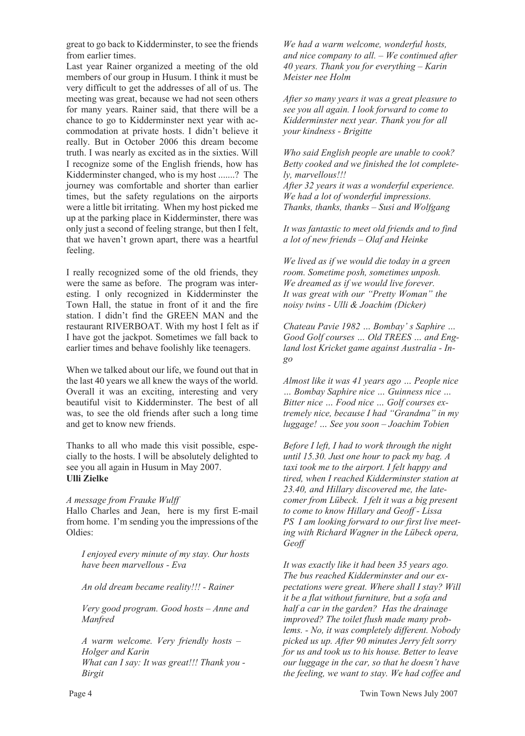great to go back to Kidderminster, to see the friends from earlier times.

Last year Rainer organized a meeting of the old members of our group in Husum. I think it must be very difficult to get the addresses of all of us. The meeting was great, because we had not seen others for many years. Rainer said, that there will be a chance to go to Kidderminster next year with accommodation at private hosts. I didn't believe it really. But in October 2006 this dream become truth. I was nearly as excited as in the sixties. Will I recognize some of the English friends, how has Kidderminster changed, who is my host .......? The journey was comfortable and shorter than earlier times, but the safety regulations on the airports were a little bit irritating. When my host picked me up at the parking place in Kidderminster, there was only just a second of feeling strange, but then I felt, that we haven't grown apart, there was a heartful feeling.

I really recognized some of the old friends, they were the same as before. The program was interesting. I only recognized in Kidderminster the Town Hall, the statue in front of it and the fire station. I didn't find the GREEN MAN and the restaurant RIVERBOAT. With my host I felt as if I have got the jackpot. Sometimes we fall back to earlier times and behave foolishly like teenagers.

When we talked about our life, we found out that in the last 40 years we all knew the ways of the world. Overall it was an exciting, interesting and very beautiful visit to Kidderminster. The best of all was, to see the old friends after such a long time and get to know new friends.

Thanks to all who made this visit possible, especially to the hosts. I will be absolutely delighted to see you all again in Husum in May 2007.
**Ulli Zielke**

*A message from Frauke Wulff*

Hallo Charles and Jean, here is my first E-mail from home. I'm sending you the impressions of the Oldies:

*I enjoyed every minute of my stay. Our hosts have been marvellous - Eva*

*An old dream became reality!!! - Rainer*

*Very good program. Good hosts – Anne and Manfred*

*A warm welcome. Very friendly hosts – Holger and Karin*
*What can I say: It was great!!! Thank you - Birgit*

*We had a warm welcome, wonderful hosts, and nice company to all. – We continued after 40 years. Thank you for everything – Karin Meister nee Holm*

*After so many years it was a great pleasure to see you all again. I look forward to come to Kidderminster next year. Thank you for all your kindness - Brigitte*

*Who said English people are unable to cook? Betty cooked and we finished the lot completely, marvellous!!!*
*After 32 years it was a wonderful experience. We had a lot of wonderful impressions. Thanks, thanks, thanks – Susi and Wolfgang*

*It was fantastic to meet old friends and to find a lot of new friends – Olaf and Heinke*

*We lived as if we would die today in a green room. Sometime posh, sometimes unposh. We dreamed as if we would live forever. It was great with our "Pretty Woman" the noisy twins - Ulli & Joachim (Dicker)*

*Chateau Pavie 1982 … Bombay' s Saphire … Good Golf courses … Old TREES … and England lost Kricket game against Australia - Ingo*

*Almost like it was 41 years ago … People nice … Bombay Saphire nice … Guinness nice … Bitter nice … Food nice … Golf courses extremely nice, because I had "Grandma" in my luggage! … See you soon – Joachim Tobien*

*Before I left, I had to work through the night until 15.30. Just one hour to pack my bag. A taxi took me to the airport. I felt happy and tired, when I reached Kidderminster station at 23.40, and Hillary discovered me, the latecomer from Lübeck. I felt it was a big present to come to know Hillary and Geoff - Lissa*
*PS I am looking forward to our first live meeting with Richard Wagner in the Lübeck opera, Geoff*

*It was exactly like it had been 35 years ago. The bus reached Kidderminster and our expectations were great. Where shall I stay? Will it be a flat without furniture, but a sofa and half a car in the garden? Has the drainage improved? The toilet flush made many problems. - No, it was completely different. Nobody picked us up. After 90 minutes Jerry felt sorry for us and took us to his house. Better to leave our luggage in the car, so that he doesn't have the feeling, we want to stay. We had coffee and*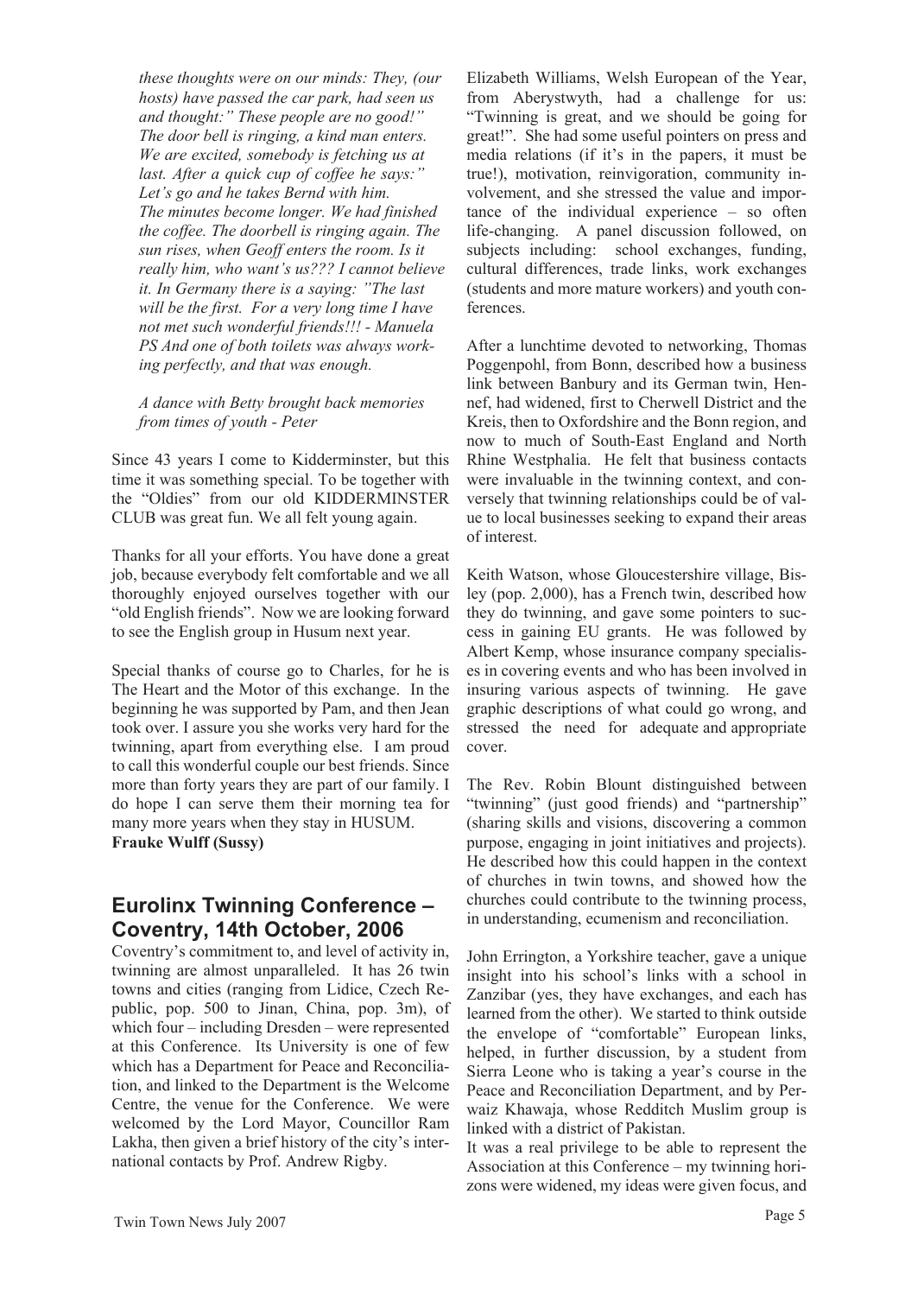*these thoughts were on our minds: They, (our hosts) have passed the car park, had seen us and thought:" These people are no good!" The door bell is ringing, a kind man enters. We are excited, somebody is fetching us at last. After a quick cup of coffee he says:" Let's go and he takes Bernd with him. The minutes become longer. We had finished the coffee. The doorbell is ringing again. The sun rises, when Geoff enters the room. Is it really him, who want's us??? I cannot believe it. In Germany there is a saying: "The last will be the first. For a very long time I have not met such wonderful friends!!! - Manuela PS And one of both toilets was always working perfectly, and that was enough.*

*A dance with Betty brought back memories from times of youth - Peter*

Since 43 years I come to Kidderminster, but this time it was something special. To be together with the "Oldies" from our old KIDDERMINSTER CLUB was great fun. We all felt young again.

Thanks for all your efforts. You have done a great job, because everybody felt comfortable and we all thoroughly enjoyed ourselves together with our "old English friends". Now we are looking forward to see the English group in Husum next year.

Special thanks of course go to Charles, for he is The Heart and the Motor of this exchange. In the beginning he was supported by Pam, and then Jean took over. I assure you she works very hard for the twinning, apart from everything else. I am proud to call this wonderful couple our best friends. Since more than forty years they are part of our family. I do hope I can serve them their morning tea for many more years when they stay in HUSUM.
**Frauke Wulff (Sussy)**

## Eurolinx Twinning Conference – Coventry, 14th October, 2006

Coventry's commitment to, and level of activity in, twinning are almost unparalleled. It has 26 twin towns and cities (ranging from Lidice, Czech Republic, pop. 500 to Jinan, China, pop. 3m), of which four – including Dresden – were represented at this Conference. Its University is one of few which has a Department for Peace and Reconciliation, and linked to the Department is the Welcome Centre, the venue for the Conference. We were welcomed by the Lord Mayor, Councillor Ram Lakha, then given a brief history of the city's international contacts by Prof. Andrew Rigby.

Elizabeth Williams, Welsh European of the Year, from Aberystwyth, had a challenge for us: "Twinning is great, and we should be going for great!". She had some useful pointers on press and media relations (if it's in the papers, it must be true!), motivation, reinvigoration, community involvement, and she stressed the value and importance of the individual experience – so often life-changing. A panel discussion followed, on subjects including: school exchanges, funding, cultural differences, trade links, work exchanges (students and more mature workers) and youth conferences.

After a lunchtime devoted to networking, Thomas Poggenpohl, from Bonn, described how a business link between Banbury and its German twin, Hennef, had widened, first to Cherwell District and the Kreis, then to Oxfordshire and the Bonn region, and now to much of South-East England and North Rhine Westphalia. He felt that business contacts were invaluable in the twinning context, and conversely that twinning relationships could be of value to local businesses seeking to expand their areas of interest.

Keith Watson, whose Gloucestershire village, Bisley (pop. 2,000), has a French twin, described how they do twinning, and gave some pointers to success in gaining EU grants. He was followed by Albert Kemp, whose insurance company specialises in covering events and who has been involved in insuring various aspects of twinning. He gave graphic descriptions of what could go wrong, and stressed the need for adequate and appropriate cover.

The Rev. Robin Blount distinguished between "twinning" (just good friends) and "partnership" (sharing skills and visions, discovering a common purpose, engaging in joint initiatives and projects). He described how this could happen in the context of churches in twin towns, and showed how the churches could contribute to the twinning process, in understanding, ecumenism and reconciliation.

John Errington, a Yorkshire teacher, gave a unique insight into his school's links with a school in Zanzibar (yes, they have exchanges, and each has learned from the other). We started to think outside the envelope of "comfortable" European links, helped, in further discussion, by a student from Sierra Leone who is taking a year's course in the Peace and Reconciliation Department, and by Perwaiz Khawaja, whose Redditch Muslim group is linked with a district of Pakistan.
It was a real privilege to be able to represent the Association at this Conference – my twinning horizons were widened, my ideas were given focus, and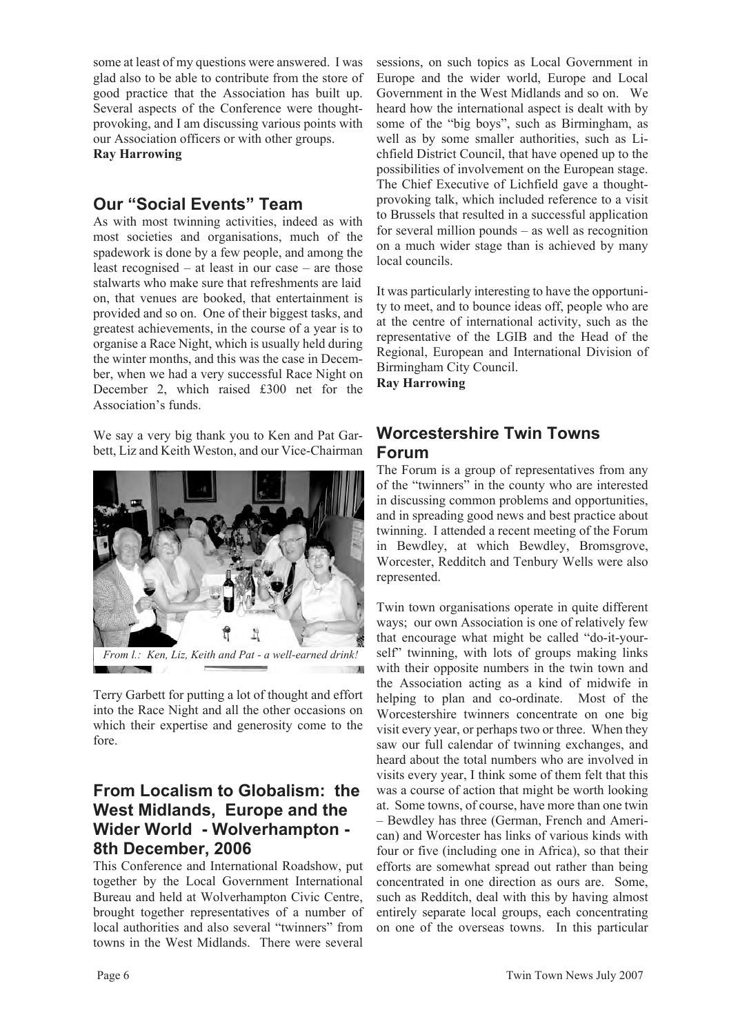some at least of my questions were answered. I was glad also to be able to contribute from the store of good practice that the Association has built up. Several aspects of the Conference were thought-provoking, and I am discussing various points with our Association officers or with other groups.
**Ray Harrowing**

## Our "Social Events" Team

As with most twinning activities, indeed as with most societies and organisations, much of the spadework is done by a few people, and among the least recognised – at least in our case – are those stalwarts who make sure that refreshments are laid on, that venues are booked, that entertainment is provided and so on. One of their biggest tasks, and greatest achievements, in the course of a year is to organise a Race Night, which is usually held during the winter months, and this was the case in December, when we had a very successful Race Night on December 2, which raised £300 net for the Association's funds.

We say a very big thank you to Ken and Pat Garbett, Liz and Keith Weston, and our Vice-Chairman Terry Garbett for putting a lot of thought and effort into the Race Night and all the other occasions on which their expertise and generosity come to the fore.

*From l.: Ken, Liz, Keith and Pat - a well-earned drink!*

## From Localism to Globalism: the West Midlands, Europe and the Wider World - Wolverhampton - 8th December, 2006

This Conference and International Roadshow, put together by the Local Government International Bureau and held at Wolverhampton Civic Centre, brought together representatives of a number of local authorities and also several "twinners" from towns in the West Midlands. There were several sessions, on such topics as Local Government in Europe and the wider world, Europe and Local Government in the West Midlands and so on. We heard how the international aspect is dealt with by some of the "big boys", such as Birmingham, as well as by some smaller authorities, such as Lichfield District Council, that have opened up to the possibilities of involvement on the European stage. The Chief Executive of Lichfield gave a thought-provoking talk, which included reference to a visit to Brussels that resulted in a successful application for several million pounds – as well as recognition on a much wider stage than is achieved by many local councils.

It was particularly interesting to have the opportunity to meet, and to bounce ideas off, people who are at the centre of international activity, such as the representative of the LGIB and the Head of the Regional, European and International Division of Birmingham City Council.
**Ray Harrowing**

## Worcestershire Twin Towns Forum

The Forum is a group of representatives from any of the "twinners" in the county who are interested in discussing common problems and opportunities, and in spreading good news and best practice about twinning. I attended a recent meeting of the Forum in Bewdley, at which Bewdley, Bromsgrove, Worcester, Redditch and Tenbury Wells were also represented.

Twin town organisations operate in quite different ways; our own Association is one of relatively few that encourage what might be called "do-it-yourself" twinning, with lots of groups making links with their opposite numbers in the twin town and the Association acting as a kind of midwife in helping to plan and co-ordinate. Most of the Worcestershire twinners concentrate on one big visit every year, or perhaps two or three. When they saw our full calendar of twinning exchanges, and heard about the total numbers who are involved in visits every year, I think some of them felt that this was a course of action that might be worth looking at. Some towns, of course, have more than one twin – Bewdley has three (German, French and American) and Worcester has links of various kinds with four or five (including one in Africa), so that their efforts are somewhat spread out rather than being concentrated in one direction as ours are. Some, such as Redditch, deal with this by having almost entirely separate local groups, each concentrating on one of the overseas towns. In this particular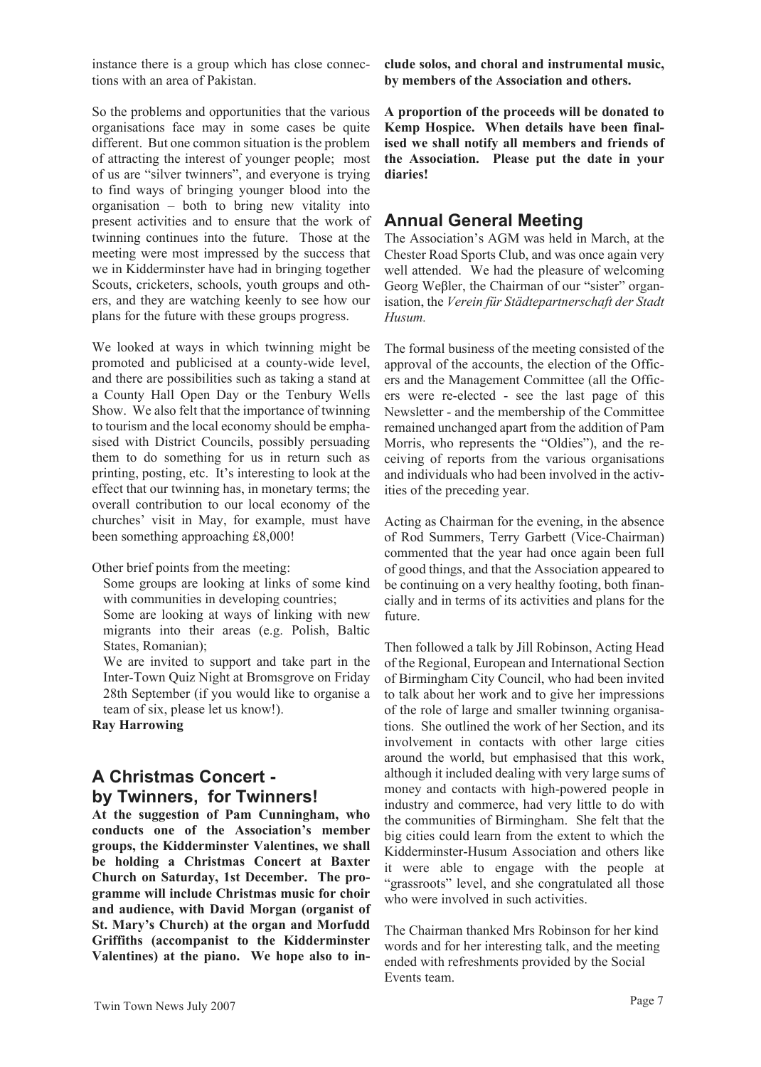instance there is a group which has close connections with an area of Pakistan.

So the problems and opportunities that the various organisations face may in some cases be quite different. But one common situation is the problem of attracting the interest of younger people; most of us are "silver twinners", and everyone is trying to find ways of bringing younger blood into the organisation – both to bring new vitality into present activities and to ensure that the work of twinning continues into the future. Those at the meeting were most impressed by the success that we in Kidderminster have had in bringing together Scouts, cricketers, schools, youth groups and others, and they are watching keenly to see how our plans for the future with these groups progress.

We looked at ways in which twinning might be promoted and publicised at a county-wide level, and there are possibilities such as taking a stand at a County Hall Open Day or the Tenbury Wells Show. We also felt that the importance of twinning to tourism and the local economy should be emphasised with District Councils, possibly persuading them to do something for us in return such as printing, posting, etc. It's interesting to look at the effect that our twinning has, in monetary terms; the overall contribution to our local economy of the churches' visit in May, for example, must have been something approaching £8,000!

Other brief points from the meeting:

Some groups are looking at links of some kind with communities in developing countries;

Some are looking at ways of linking with new migrants into their areas (e.g. Polish, Baltic States, Romanian);

We are invited to support and take part in the Inter-Town Quiz Night at Bromsgrove on Friday 28th September (if you would like to organise a team of six, please let us know!).

**Ray Harrowing**

## A Christmas Concert - by Twinners, for Twinners!

**At the suggestion of Pam Cunningham, who conducts one of the Association's member groups, the Kidderminster Valentines, we shall be holding a Christmas Concert at Baxter Church on Saturday, 1st December. The programme will include Christmas music for choir and audience, with David Morgan (organist of St. Mary's Church) at the organ and Morfudd Griffiths (accompanist to the Kidderminster Valentines) at the piano. We hope also to include solos, and choral and instrumental music, by members of the Association and others.**

**A proportion of the proceeds will be donated to Kemp Hospice. When details have been finalised we shall notify all members and friends of the Association. Please put the date in your diaries!**

## Annual General Meeting

The Association's AGM was held in March, at the Chester Road Sports Club, and was once again very well attended. We had the pleasure of welcoming Georg Weβler, the Chairman of our "sister" organisation, the *Verein für Städtepartnerschaft der Stadt Husum.*

The formal business of the meeting consisted of the approval of the accounts, the election of the Officers and the Management Committee (all the Officers were re-elected - see the last page of this Newsletter - and the membership of the Committee remained unchanged apart from the addition of Pam Morris, who represents the "Oldies"), and the receiving of reports from the various organisations and individuals who had been involved in the activities of the preceding year.

Acting as Chairman for the evening, in the absence of Rod Summers, Terry Garbett (Vice-Chairman) commented that the year had once again been full of good things, and that the Association appeared to be continuing on a very healthy footing, both financially and in terms of its activities and plans for the future.

Then followed a talk by Jill Robinson, Acting Head of the Regional, European and International Section of Birmingham City Council, who had been invited to talk about her work and to give her impressions of the role of large and smaller twinning organisations. She outlined the work of her Section, and its involvement in contacts with other large cities around the world, but emphasised that this work, although it included dealing with very large sums of money and contacts with high-powered people in industry and commerce, had very little to do with the communities of Birmingham. She felt that the big cities could learn from the extent to which the Kidderminster-Husum Association and others like it were able to engage with the people at "grassroots" level, and she congratulated all those who were involved in such activities.

The Chairman thanked Mrs Robinson for her kind words and for her interesting talk, and the meeting ended with refreshments provided by the Social Events team.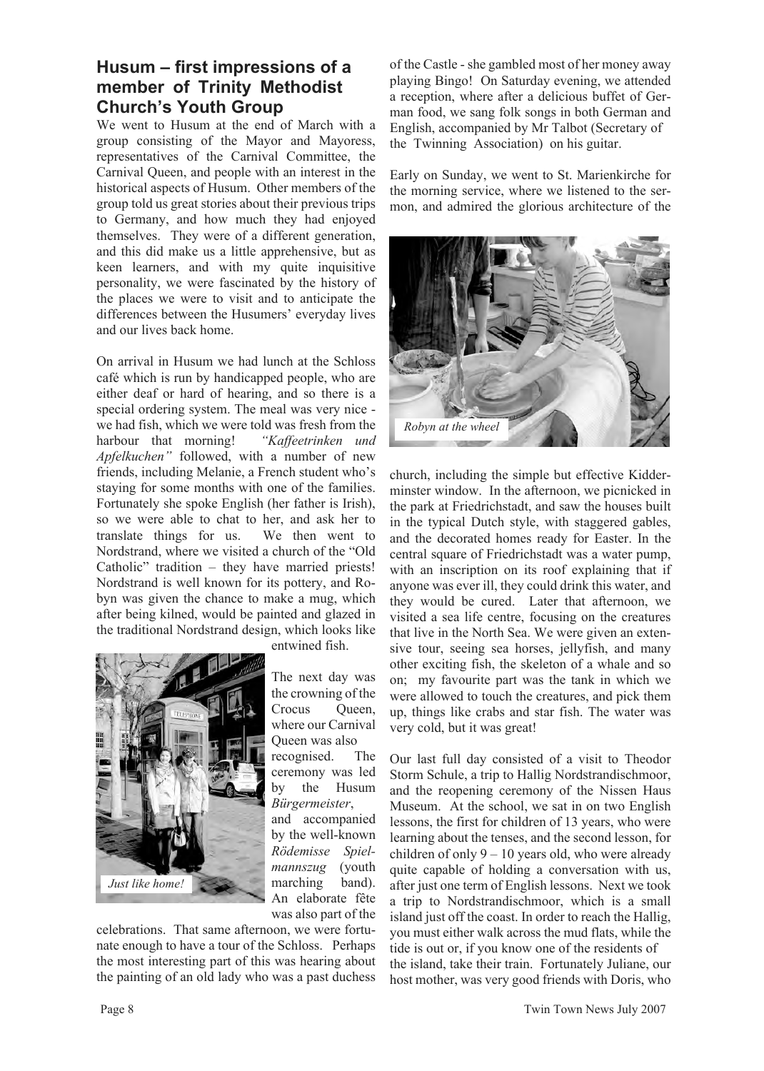## Husum – first impressions of a member of Trinity Methodist Church's Youth Group

We went to Husum at the end of March with a group consisting of the Mayor and Mayoress, representatives of the Carnival Committee, the Carnival Queen, and people with an interest in the historical aspects of Husum. Other members of the group told us great stories about their previous trips to Germany, and how much they had enjoyed themselves. They were of a different generation, and this did make us a little apprehensive, but as keen learners, and with my quite inquisitive personality, we were fascinated by the history of the places we were to visit and to anticipate the differences between the Husumers' everyday lives and our lives back home.

On arrival in Husum we had lunch at the Schloss café which is run by handicapped people, who are either deaf or hard of hearing, and so there is a special ordering system. The meal was very nice - we had fish, which we were told was fresh from the harbour that morning! *"Kaffeetrinken und Apfelkuchen"* followed, with a number of new friends, including Melanie, a French student who's staying for some months with one of the families. Fortunately she spoke English (her father is Irish), so we were able to chat to her, and ask her to translate things for us. We then went to Nordstrand, where we visited a church of the "Old Catholic" tradition – they have married priests! Nordstrand is well known for its pottery, and Robyn was given the chance to make a mug, which after being kilned, would be painted and glazed in the traditional Nordstrand design, which looks like entwined fish.

*Just like home!*

The next day was the crowning of the Crocus Queen, where our Carnival Queen was also recognised. The ceremony was led by the Husum *Bürgermeister*, and accompanied by the well-known *Rödemisse Spielmannszug* (youth marching band). An elaborate fête was also part of the celebrations. That same afternoon, we were fortunate enough to have a tour of the Schloss. Perhaps the most interesting part of this was hearing about the painting of an old lady who was a past duchess of the Castle - she gambled most of her money away playing Bingo! On Saturday evening, we attended a reception, where after a delicious buffet of German food, we sang folk songs in both German and English, accompanied by Mr Talbot (Secretary of the Twinning Association) on his guitar.

Early on Sunday, we went to St. Marienkirche for the morning service, where we listened to the sermon, and admired the glorious architecture of the church, including the simple but effective Kidderminster window. In the afternoon, we picnicked in the park at Friedrichstadt, and saw the houses built in the typical Dutch style, with staggered gables, and the decorated homes ready for Easter. In the central square of Friedrichstadt was a water pump, with an inscription on its roof explaining that if anyone was ever ill, they could drink this water, and they would be cured. Later that afternoon, we visited a sea life centre, focusing on the creatures that live in the North Sea. We were given an extensive tour, seeing sea horses, jellyfish, and many other exciting fish, the skeleton of a whale and so on; my favourite part was the tank in which we were allowed to touch the creatures, and pick them up, things like crabs and star fish. The water was very cold, but it was great!

*Robyn at the wheel*

Our last full day consisted of a visit to Theodor Storm Schule, a trip to Hallig Nordstrandischmoor, and the reopening ceremony of the Nissen Haus Museum. At the school, we sat in on two English lessons, the first for children of 13 years, who were learning about the tenses, and the second lesson, for children of only 9 – 10 years old, who were already quite capable of holding a conversation with us, after just one term of English lessons. Next we took a trip to Nordstrandischmoor, which is a small island just off the coast. In order to reach the Hallig, you must either walk across the mud flats, while the tide is out or, if you know one of the residents of the island, take their train. Fortunately Juliane, our host mother, was very good friends with Doris, who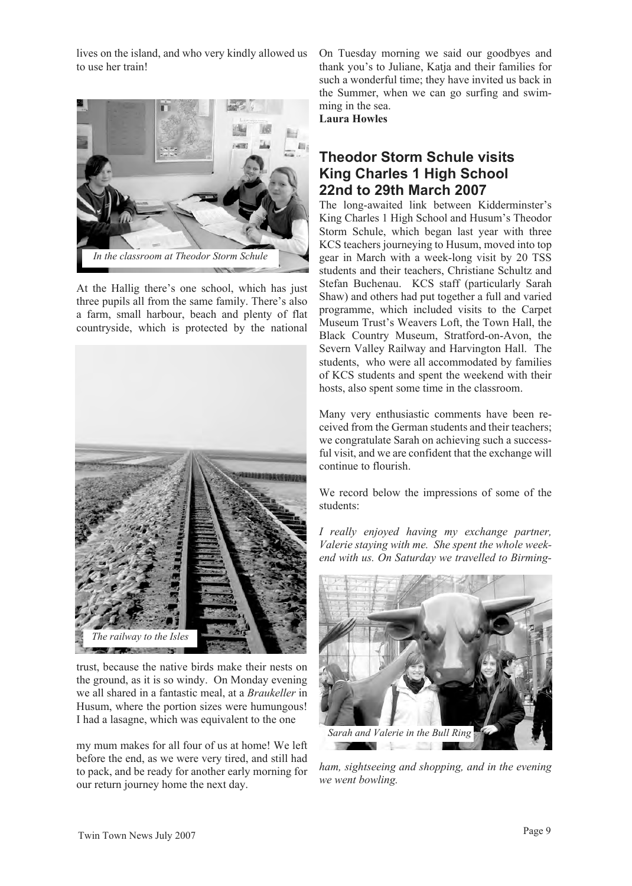lives on the island, and who very kindly allowed us to use her train!

In the classroom at Theodor Storm Schule

At the Hallig there's one school, which has just three pupils all from the same family. There's also a farm, small harbour, beach and plenty of flat countryside, which is protected by the national trust, because the native birds make their nests on the ground, as it is so windy. On Monday evening we all shared in a fantastic meal, at a *Braukeller* in Husum, where the portion sizes were humungous! I had a lasagne, which was equivalent to the one my mum makes for all four of us at home! We left before the end, as we were very tired, and still had to pack, and be ready for another early morning for our return journey home the next day.

The railway to the Isles

On Tuesday morning we said our goodbyes and thank you's to Juliane, Katja and their families for such a wonderful time; they have invited us back in the Summer, when we can go surfing and swimming in the sea.

**Laura Howles**

## Theodor Storm Schule visits King Charles 1 High School 22nd to 29th March 2007

The long-awaited link between Kidderminster's King Charles 1 High School and Husum's Theodor Storm Schule, which began last year with three KCS teachers journeying to Husum, moved into top gear in March with a week-long visit by 20 TSS students and their teachers, Christiane Schultz and Stefan Buchenau. KCS staff (particularly Sarah Shaw) and others had put together a full and varied programme, which included visits to the Carpet Museum Trust's Weavers Loft, the Town Hall, the Black Country Museum, Stratford-on-Avon, the Severn Valley Railway and Harvington Hall. The students, who were all accommodated by families of KCS students and spent the weekend with their hosts, also spent some time in the classroom.

Many very enthusiastic comments have been received from the German students and their teachers; we congratulate Sarah on achieving such a successful visit, and we are confident that the exchange will continue to flourish.

We record below the impressions of some of the students:

*I really enjoyed having my exchange partner, Valerie staying with me. She spent the whole weekend with us. On Saturday we travelled to Birmingham, sightseeing and shopping, and in the evening we went bowling.*

Sarah and Valerie in the Bull Ring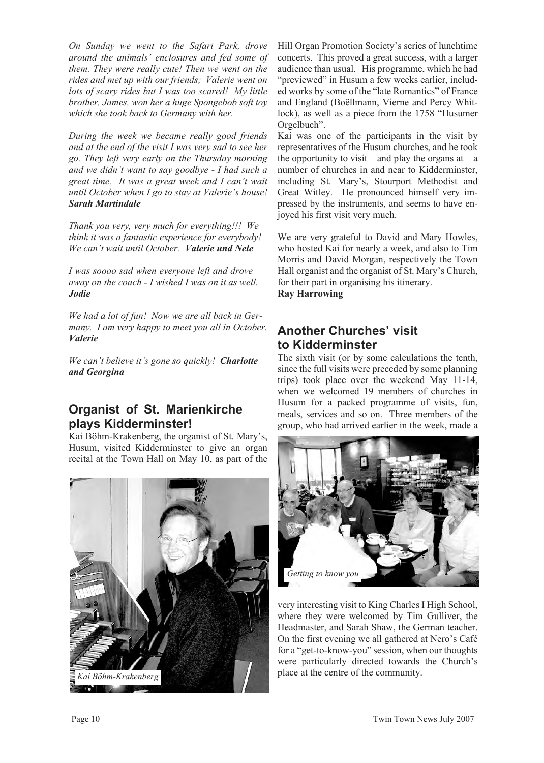*On Sunday we went to the Safari Park, drove around the animals' enclosures and fed some of them. They were really cute! Then we went on the rides and met up with our friends; Valerie went on lots of scary rides but I was too scared! My little brother, James, won her a huge Spongebob soft toy which she took back to Germany with her.*

*During the week we became really good friends and at the end of the visit I was very sad to see her go. They left very early on the Thursday morning and we didn't want to say goodbye - I had such a great time. It was a great week and I can't wait until October when I go to stay at Valerie's house!* ***Sarah Martindale***

*Thank you very, very much for everything!!! We think it was a fantastic experience for everybody! We can't wait until October.* ***Valerie und Nele***

*I was soooo sad when everyone left and drove away on the coach - I wished I was on it as well.* ***Jodie***

*We had a lot of fun! Now we are all back in Germany. I am very happy to meet you all in October.* ***Valerie***

*We can't believe it's gone so quickly!* ***Charlotte and Georgina***

## Organist of St. Marienkirche plays Kidderminster!

Kai Böhm-Krakenberg, the organist of St. Mary's, Husum, visited Kidderminster to give an organ recital at the Town Hall on May 10, as part of the Hill Organ Promotion Society's series of lunchtime concerts. This proved a great success, with a larger audience than usual. His programme, which he had "previewed" in Husum a few weeks earlier, included works by some of the "late Romantics" of France and England (Boëllmann, Vierne and Percy Whitlock), as well as a piece from the 1758 "Husumer Orgelbuch".

*Kai Böhm-Krakenberg*

Kai was one of the participants in the visit by representatives of the Husum churches, and he took the opportunity to visit – and play the organs at – a number of churches in and near to Kidderminster, including St. Mary's, Stourport Methodist and Great Witley. He pronounced himself very impressed by the instruments, and seems to have enjoyed his first visit very much.

We are very grateful to David and Mary Howles, who hosted Kai for nearly a week, and also to Tim Morris and David Morgan, respectively the Town Hall organist and the organist of St. Mary's Church, for their part in organising his itinerary.
**Ray Harrowing**

## Another Churches' visit to Kidderminster

The sixth visit (or by some calculations the tenth, since the full visits were preceded by some planning trips) took place over the weekend May 11-14, when we welcomed 19 members of churches in Husum for a packed programme of visits, fun, meals, services and so on. Three members of the group, who had arrived earlier in the week, made a very interesting visit to King Charles I High School, where they were welcomed by Tim Gulliver, the Headmaster, and Sarah Shaw, the German teacher. On the first evening we all gathered at Nero's Café for a "get-to-know-you" session, when our thoughts were particularly directed towards the Church's place at the centre of the community.

*Getting to know you*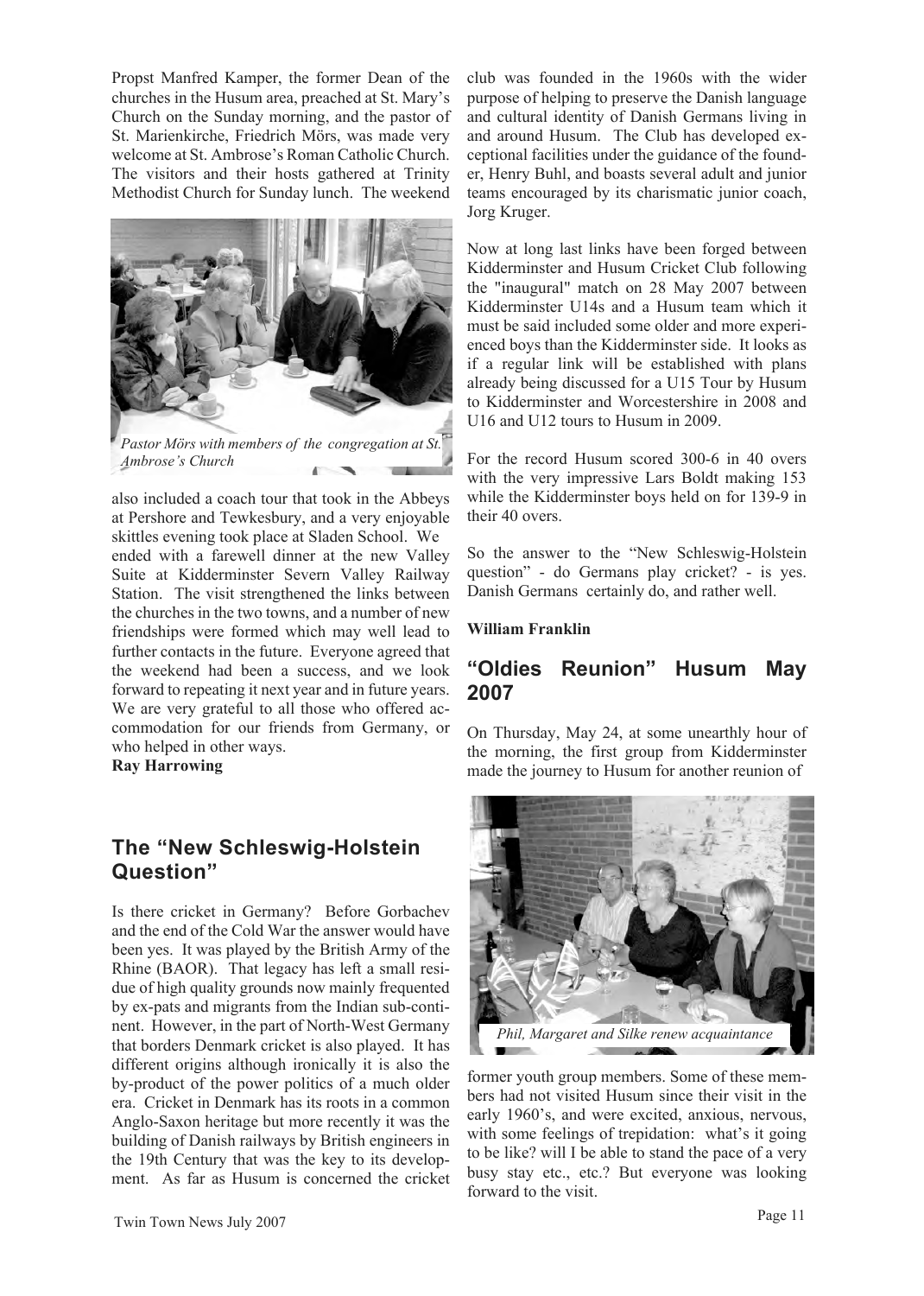Propst Manfred Kamper, the former Dean of the churches in the Husum area, preached at St. Mary's Church on the Sunday morning, and the pastor of St. Marienkirche, Friedrich Mörs, was made very welcome at St. Ambrose's Roman Catholic Church. The visitors and their hosts gathered at Trinity Methodist Church for Sunday lunch. The weekend also included a coach tour that took in the Abbeys at Pershore and Tewkesbury, and a very enjoyable skittles evening took place at Sladen School. We ended with a farewell dinner at the new Valley Suite at Kidderminster Severn Valley Railway Station. The visit strengthened the links between the churches in the two towns, and a number of new friendships were formed which may well lead to further contacts in the future. Everyone agreed that the weekend had been a success, and we look forward to repeating it next year and in future years. We are very grateful to all those who offered accommodation for our friends from Germany, or who helped in other ways.

*Pastor Mörs with members of the congregation at St. Ambrose's Church*

**Ray Harrowing**

## The "New Schleswig-Holstein Question"

Is there cricket in Germany? Before Gorbachev and the end of the Cold War the answer would have been yes. It was played by the British Army of the Rhine (BAOR). That legacy has left a small residue of high quality grounds now mainly frequented by ex-pats and migrants from the Indian sub-continent. However, in the part of North-West Germany that borders Denmark cricket is also played. It has different origins although ironically it is also the by-product of the power politics of a much older era. Cricket in Denmark has its roots in a common Anglo-Saxon heritage but more recently it was the building of Danish railways by British engineers in the 19th Century that was the key to its development. As far as Husum is concerned the cricket club was founded in the 1960s with the wider purpose of helping to preserve the Danish language and cultural identity of Danish Germans living in and around Husum. The Club has developed exceptional facilities under the guidance of the founder, Henry Buhl, and boasts several adult and junior teams encouraged by its charismatic junior coach, Jorg Kruger.

Now at long last links have been forged between Kidderminster and Husum Cricket Club following the "inaugural" match on 28 May 2007 between Kidderminster U14s and a Husum team which it must be said included some older and more experienced boys than the Kidderminster side. It looks as if a regular link will be established with plans already being discussed for a U15 Tour by Husum to Kidderminster and Worcestershire in 2008 and U16 and U12 tours to Husum in 2009.

For the record Husum scored 300-6 in 40 overs with the very impressive Lars Boldt making 153 while the Kidderminster boys held on for 139-9 in their 40 overs.

So the answer to the "New Schleswig-Holstein question" - do Germans play cricket? - is yes. Danish Germans certainly do, and rather well.

**William Franklin**

## "Oldies Reunion" Husum May 2007

On Thursday, May 24, at some unearthly hour of the morning, the first group from Kidderminster made the journey to Husum for another reunion of former youth group members. Some of these members had not visited Husum since their visit in the early 1960's, and were excited, anxious, nervous, with some feelings of trepidation: what's it going to be like? will I be able to stand the pace of a very busy stay etc., etc.? But everyone was looking forward to the visit.

*Phil, Margaret and Silke renew acquaintance*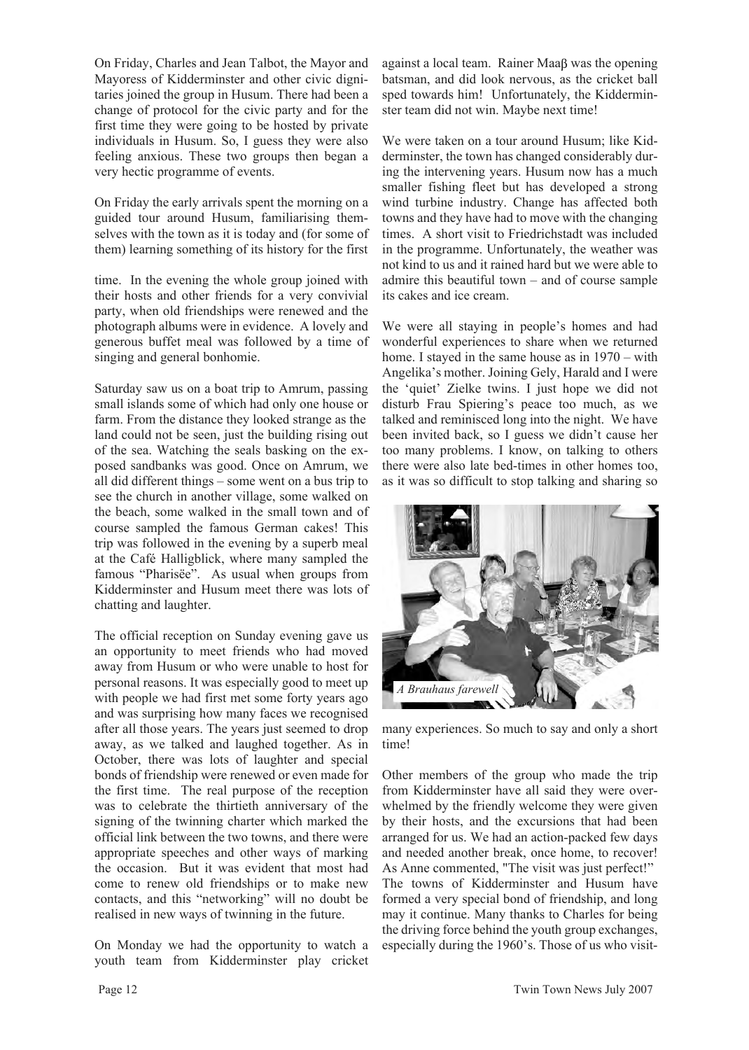On Friday, Charles and Jean Talbot, the Mayor and Mayoress of Kidderminster and other civic dignitaries joined the group in Husum. There had been a change of protocol for the civic party and for the first time they were going to be hosted by private individuals in Husum. So, I guess they were also feeling anxious. These two groups then began a very hectic programme of events.

On Friday the early arrivals spent the morning on a guided tour around Husum, familiarising themselves with the town as it is today and (for some of them) learning something of its history for the first time. In the evening the whole group joined with their hosts and other friends for a very convivial party, when old friendships were renewed and the photograph albums were in evidence. A lovely and generous buffet meal was followed by a time of singing and general bonhomie.

Saturday saw us on a boat trip to Amrum, passing small islands some of which had only one house or farm. From the distance they looked strange as the land could not be seen, just the building rising out of the sea. Watching the seals basking on the exposed sandbanks was good. Once on Amrum, we all did different things – some went on a bus trip to see the church in another village, some walked on the beach, some walked in the small town and of course sampled the famous German cakes! This trip was followed in the evening by a superb meal at the Café Halligblick, where many sampled the famous "Pharisëe". As usual when groups from Kidderminster and Husum meet there was lots of chatting and laughter.

The official reception on Sunday evening gave us an opportunity to meet friends who had moved away from Husum or who were unable to host for personal reasons. It was especially good to meet up with people we had first met some forty years ago and was surprising how many faces we recognised after all those years. The years just seemed to drop away, as we talked and laughed together. As in October, there was lots of laughter and special bonds of friendship were renewed or even made for the first time. The real purpose of the reception was to celebrate the thirtieth anniversary of the signing of the twinning charter which marked the official link between the two towns, and there were appropriate speeches and other ways of marking the occasion. But it was evident that most had come to renew old friendships or to make new contacts, and this "networking" will no doubt be realised in new ways of twinning in the future.

On Monday we had the opportunity to watch a youth team from Kidderminster play cricket against a local team. Rainer Maaβ was the opening batsman, and did look nervous, as the cricket ball sped towards him! Unfortunately, the Kidderminster team did not win. Maybe next time!

We were taken on a tour around Husum; like Kidderminster, the town has changed considerably during the intervening years. Husum now has a much smaller fishing fleet but has developed a strong wind turbine industry. Change has affected both towns and they have had to move with the changing times. A short visit to Friedrichstadt was included in the programme. Unfortunately, the weather was not kind to us and it rained hard but we were able to admire this beautiful town – and of course sample its cakes and ice cream.

We were all staying in people's homes and had wonderful experiences to share when we returned home. I stayed in the same house as in 1970 – with Angelika's mother. Joining Gely, Harald and I were the 'quiet' Zielke twins. I just hope we did not disturb Frau Spiering's peace too much, as we talked and reminisced long into the night. We have been invited back, so I guess we didn't cause her too many problems. I know, on talking to others there were also late bed-times in other homes too, as it was so difficult to stop talking and sharing so many experiences. So much to say and only a short time!

*A Brauhaus farewell*

Other members of the group who made the trip from Kidderminster have all said they were overwhelmed by the friendly welcome they were given by their hosts, and the excursions that had been arranged for us. We had an action-packed few days and needed another break, once home, to recover! As Anne commented, "The visit was just perfect!" The towns of Kidderminster and Husum have formed a very special bond of friendship, and long may it continue. Many thanks to Charles for being the driving force behind the youth group exchanges, especially during the 1960's. Those of us who visit-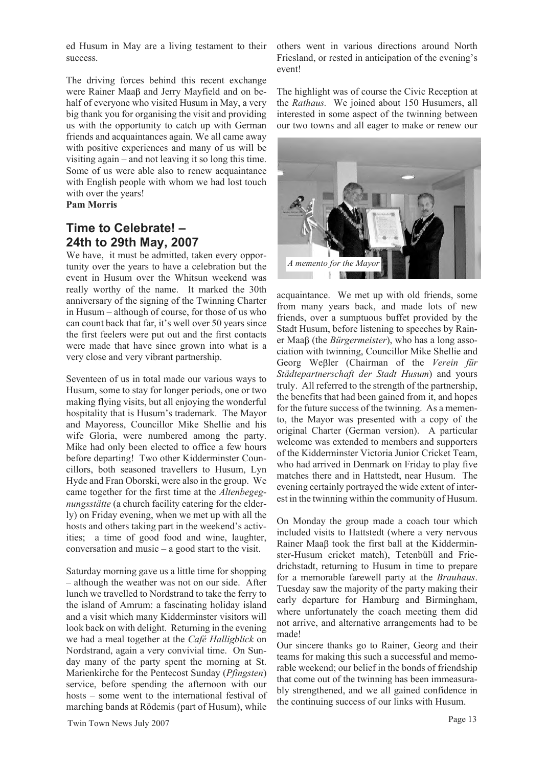ed Husum in May are a living testament to their success.

The driving forces behind this recent exchange were Rainer Maaβ and Jerry Mayfield and on behalf of everyone who visited Husum in May, a very big thank you for organising the visit and providing us with the opportunity to catch up with German friends and acquaintances again. We all came away with positive experiences and many of us will be visiting again – and not leaving it so long this time. Some of us were able also to renew acquaintance with English people with whom we had lost touch with over the years!

**Pam Morris**

## Time to Celebrate! – 24th to 29th May, 2007

We have, it must be admitted, taken every opportunity over the years to have a celebration but the event in Husum over the Whitsun weekend was really worthy of the name. It marked the 30th anniversary of the signing of the Twinning Charter in Husum – although of course, for those of us who can count back that far, it's well over 50 years since the first feelers were put out and the first contacts were made that have since grown into what is a very close and very vibrant partnership.

Seventeen of us in total made our various ways to Husum, some to stay for longer periods, one or two making flying visits, but all enjoying the wonderful hospitality that is Husum's trademark. The Mayor and Mayoress, Councillor Mike Shellie and his wife Gloria, were numbered among the party. Mike had only been elected to office a few hours before departing! Two other Kidderminster Councillors, both seasoned travellers to Husum, Lyn Hyde and Fran Oborski, were also in the group. We came together for the first time at the *Altenbegegnungsstätte* (a church facility catering for the elderly) on Friday evening, when we met up with all the hosts and others taking part in the weekend's activities; a time of good food and wine, laughter, conversation and music – a good start to the visit.

Saturday morning gave us a little time for shopping – although the weather was not on our side. After lunch we travelled to Nordstrand to take the ferry to the island of Amrum: a fascinating holiday island and a visit which many Kidderminster visitors will look back on with delight. Returning in the evening we had a meal together at the *Café Halligblick* on Nordstrand, again a very convivial time. On Sunday many of the party spent the morning at St. Marienkirche for the Pentecost Sunday (*Pfingsten*) service, before spending the afternoon with our hosts – some went to the international festival of marching bands at Rödemis (part of Husum), while others went in various directions around North Friesland, or rested in anticipation of the evening's event!

The highlight was of course the Civic Reception at the *Rathaus.* We joined about 150 Husumers, all interested in some aspect of the twinning between our two towns and all eager to make or renew our acquaintance. We met up with old friends, some from many years back, and made lots of new friends, over a sumptuous buffet provided by the Stadt Husum, before listening to speeches by Rainer Maaβ (the *Bürgermeister*), who has a long association with twinning, Councillor Mike Shellie and Georg Weβler (Chairman of the *Verein für Städtepartnerschaft der Stadt Husum*) and yours truly. All referred to the strength of the partnership, the benefits that had been gained from it, and hopes for the future success of the twinning. As a memento, the Mayor was presented with a copy of the original Charter (German version). A particular welcome was extended to members and supporters of the Kidderminster Victoria Junior Cricket Team, who had arrived in Denmark on Friday to play five matches there and in Hattstedt, near Husum. The evening certainly portrayed the wide extent of interest in the twinning within the community of Husum.

*A memento for the Mayor*

On Monday the group made a coach tour which included visits to Hattstedt (where a very nervous Rainer Maaβ took the first ball at the Kidderminster-Husum cricket match), Tetenbüll and Friedrichstadt, returning to Husum in time to prepare for a memorable farewell party at the *Brauhaus*. Tuesday saw the majority of the party making their early departure for Hamburg and Birmingham, where unfortunately the coach meeting them did not arrive, and alternative arrangements had to be made!

Our sincere thanks go to Rainer, Georg and their teams for making this such a successful and memorable weekend; our belief in the bonds of friendship that come out of the twinning has been immeasurably strengthened, and we all gained confidence in the continuing success of our links with Husum.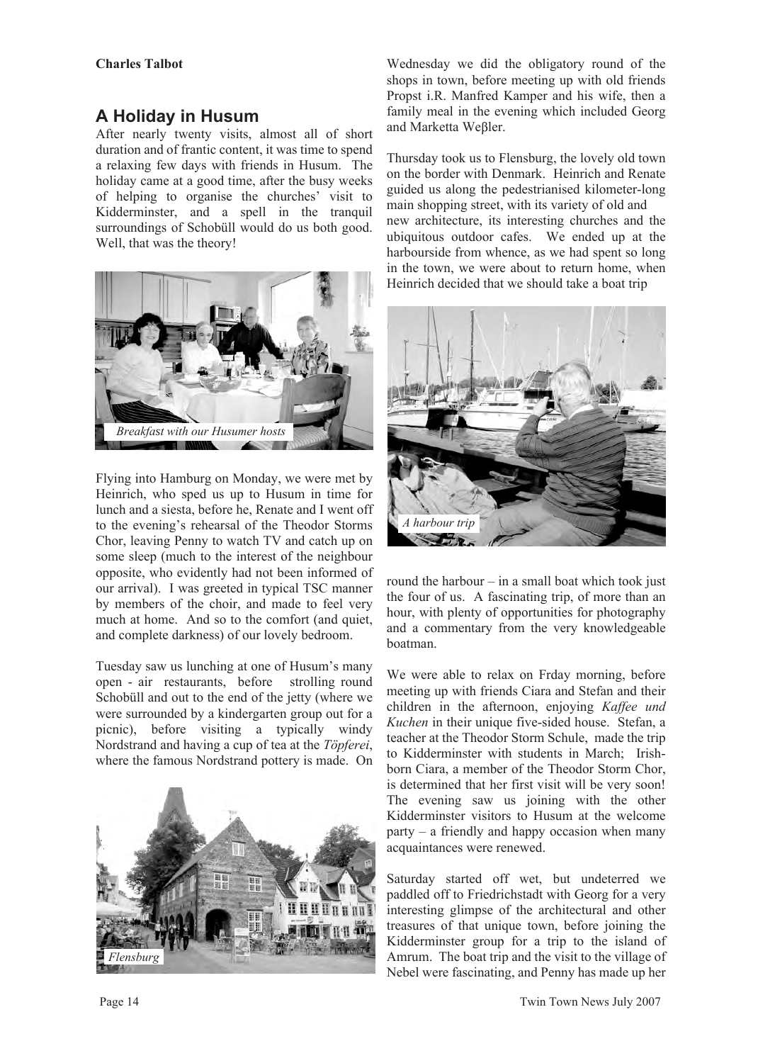**Charles Talbot**

## A Holiday in Husum

After nearly twenty visits, almost all of short duration and of frantic content, it was time to spend a relaxing few days with friends in Husum. The holiday came at a good time, after the busy weeks of helping to organise the churches' visit to Kidderminster, and a spell in the tranquil surroundings of Schobüll would do us both good. Well, that was the theory!

*Breakfast with our Husumer hosts*

Flying into Hamburg on Monday, we were met by Heinrich, who sped us up to Husum in time for lunch and a siesta, before he, Renate and I went off to the evening's rehearsal of the Theodor Storms Chor, leaving Penny to watch TV and catch up on some sleep (much to the interest of the neighbour opposite, who evidently had not been informed of our arrival). I was greeted in typical TSC manner by members of the choir, and made to feel very much at home. And so to the comfort (and quiet, and complete darkness) of our lovely bedroom.

Tuesday saw us lunching at one of Husum's many open - air restaurants, before strolling round Schobüll and out to the end of the jetty (where we were surrounded by a kindergarten group out for a picnic), before visiting a typically windy Nordstrand and having a cup of tea at the *Töpferei*, where the famous Nordstrand pottery is made. On Wednesday we did the obligatory round of the shops in town, before meeting up with old friends Propst i.R. Manfred Kamper and his wife, then a family meal in the evening which included Georg and Marketta Weβler.

*Flensburg*

Thursday took us to Flensburg, the lovely old town on the border with Denmark. Heinrich and Renate guided us along the pedestrianised kilometer-long main shopping street, with its variety of old and new architecture, its interesting churches and the ubiquitous outdoor cafes. We ended up at the harbourside from whence, as we had spent so long in the town, we were about to return home, when Heinrich decided that we should take a boat trip round the harbour – in a small boat which took just the four of us. A fascinating trip, of more than an hour, with plenty of opportunities for photography and a commentary from the very knowledgeable boatman.

*A harbour trip*

We were able to relax on Frday morning, before meeting up with friends Ciara and Stefan and their children in the afternoon, enjoying *Kaffee und Kuchen* in their unique five-sided house. Stefan, a teacher at the Theodor Storm Schule, made the trip to Kidderminster with students in March; Irish-born Ciara, a member of the Theodor Storm Chor, is determined that her first visit will be very soon! The evening saw us joining with the other Kidderminster visitors to Husum at the welcome party – a friendly and happy occasion when many acquaintances were renewed.

Saturday started off wet, but undeterred we paddled off to Friedrichstadt with Georg for a very interesting glimpse of the architectural and other treasures of that unique town, before joining the Kidderminster group for a trip to the island of Amrum. The boat trip and the visit to the village of Nebel were fascinating, and Penny has made up her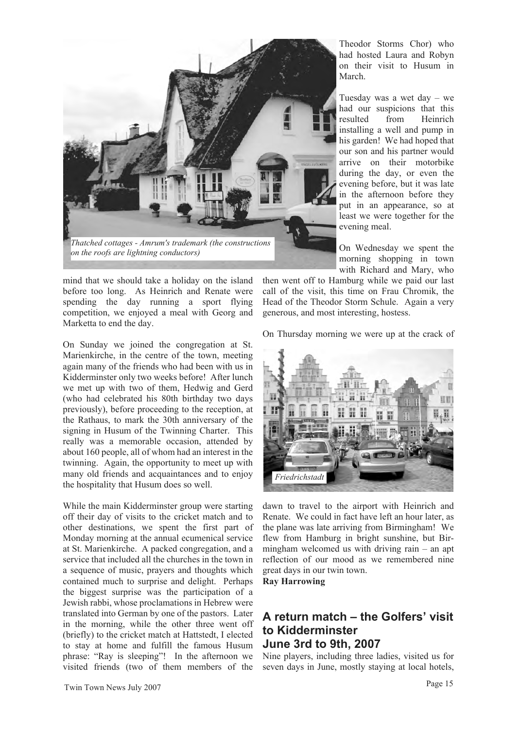*Thatched cottages - Amrum's trademark (the constructions on the roofs are lightning conductors)*

mind that we should take a holiday on the island before too long. As Heinrich and Renate were spending the day running a sport flying competition, we enjoyed a meal with Georg and Marketta to end the day.

On Sunday we joined the congregation at St. Marienkirche, in the centre of the town, meeting again many of the friends who had been with us in Kidderminster only two weeks before! After lunch we met up with two of them, Hedwig and Gerd (who had celebrated his 80th birthday two days previously), before proceeding to the reception, at the Rathaus, to mark the 30th anniversary of the signing in Husum of the Twinning Charter. This really was a memorable occasion, attended by about 160 people, all of whom had an interest in the twinning. Again, the opportunity to meet up with many old friends and acquaintances and to enjoy the hospitality that Husum does so well.

While the main Kidderminster group were starting off their day of visits to the cricket match and to other destinations, we spent the first part of Monday morning at the annual ecumenical service at St. Marienkirche. A packed congregation, and a service that included all the churches in the town in a sequence of music, prayers and thoughts which contained much to surprise and delight. Perhaps the biggest surprise was the participation of a Jewish rabbi, whose proclamations in Hebrew were translated into German by one of the pastors. Later in the morning, while the other three went off (briefly) to the cricket match at Hattstedt, I elected to stay at home and fulfill the famous Husum phrase: "Ray is sleeping"! In the afternoon we visited friends (two of them members of the Theodor Storms Chor) who had hosted Laura and Robyn on their visit to Husum in March.

Tuesday was a wet day – we had our suspicions that this resulted from Heinrich installing a well and pump in his garden! We had hoped that our son and his partner would arrive on their motorbike during the day, or even the evening before, but it was late in the afternoon before they put in an appearance, so at least we were together for the evening meal.

On Wednesday we spent the morning shopping in town with Richard and Mary, who then went off to Hamburg while we paid our last call of the visit, this time on Frau Chromik, the Head of the Theodor Storm Schule. Again a very generous, and most interesting, hostess.

On Thursday morning we were up at the crack of dawn to travel to the airport with Heinrich and Renate. We could in fact have left an hour later, as the plane was late arriving from Birmingham! We flew from Hamburg in bright sunshine, but Birmingham welcomed us with driving rain – an apt reflection of our mood as we remembered nine great days in our twin town.

*Friedrichstadt*

**Ray Harrowing**

## A return match – the Golfers' visit to Kidderminster June 3rd to 9th, 2007

Nine players, including three ladies, visited us for seven days in June, mostly staying at local hotels,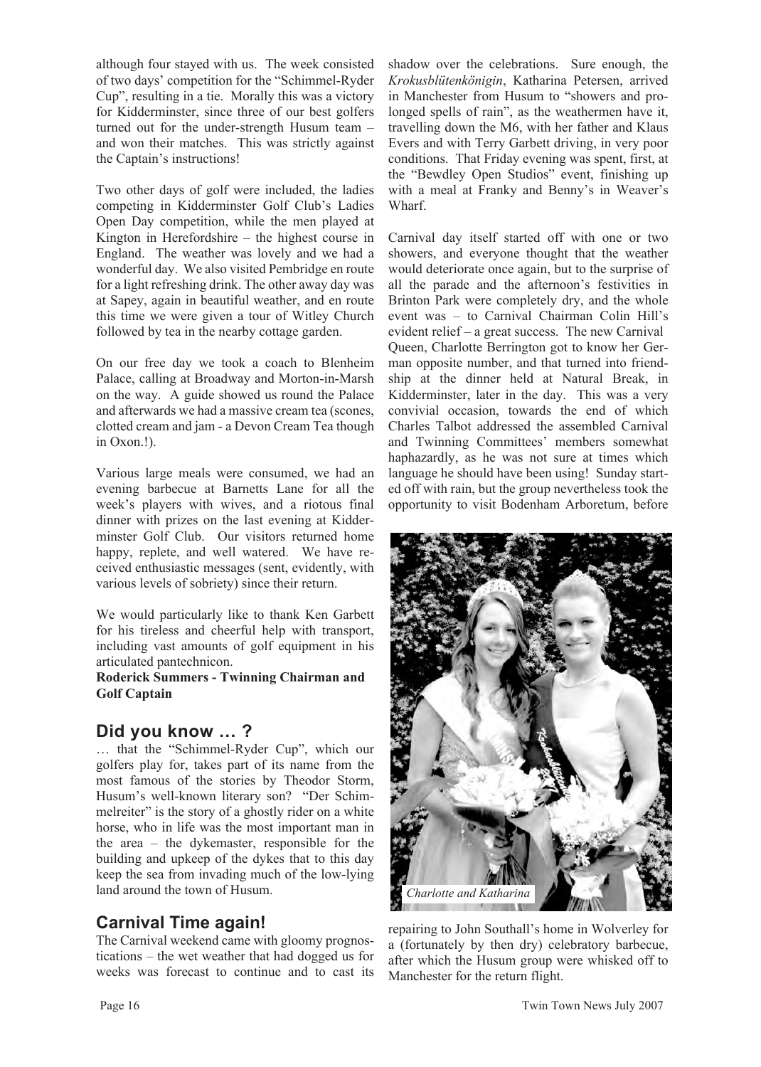although four stayed with us. The week consisted of two days' competition for the "Schimmel-Ryder Cup", resulting in a tie. Morally this was a victory for Kidderminster, since three of our best golfers turned out for the under-strength Husum team – and won their matches. This was strictly against the Captain's instructions!

Two other days of golf were included, the ladies competing in Kidderminster Golf Club's Ladies Open Day competition, while the men played at Kington in Herefordshire – the highest course in England. The weather was lovely and we had a wonderful day. We also visited Pembridge en route for a light refreshing drink. The other away day was at Sapey, again in beautiful weather, and en route this time we were given a tour of Witley Church followed by tea in the nearby cottage garden.

On our free day we took a coach to Blenheim Palace, calling at Broadway and Morton-in-Marsh on the way. A guide showed us round the Palace and afterwards we had a massive cream tea (scones, clotted cream and jam - a Devon Cream Tea though in Oxon.!).

Various large meals were consumed, we had an evening barbecue at Barnetts Lane for all the week's players with wives, and a riotous final dinner with prizes on the last evening at Kidderminster Golf Club. Our visitors returned home happy, replete, and well watered. We have received enthusiastic messages (sent, evidently, with various levels of sobriety) since their return.

We would particularly like to thank Ken Garbett for his tireless and cheerful help with transport, including vast amounts of golf equipment in his articulated pantechnicon.

**Roderick Summers - Twinning Chairman and Golf Captain**

## Did you know … ?

… that the "Schimmel-Ryder Cup", which our golfers play for, takes part of its name from the most famous of the stories by Theodor Storm, Husum's well-known literary son? "Der Schimmelreiter" is the story of a ghostly rider on a white horse, who in life was the most important man in the area – the dykemaster, responsible for the building and upkeep of the dykes that to this day keep the sea from invading much of the low-lying land around the town of Husum.

## Carnival Time again!

The Carnival weekend came with gloomy prognostications – the wet weather that had dogged us for weeks was forecast to continue and to cast its shadow over the celebrations. Sure enough, the *Krokusblütenkönigin*, Katharina Petersen, arrived in Manchester from Husum to "showers and prolonged spells of rain", as the weathermen have it, travelling down the M6, with her father and Klaus Evers and with Terry Garbett driving, in very poor conditions. That Friday evening was spent, first, at the "Bewdley Open Studios" event, finishing up with a meal at Franky and Benny's in Weaver's Wharf.

Carnival day itself started off with one or two showers, and everyone thought that the weather would deteriorate once again, but to the surprise of all the parade and the afternoon's festivities in Brinton Park were completely dry, and the whole event was – to Carnival Chairman Colin Hill's evident relief – a great success. The new Carnival Queen, Charlotte Berrington got to know her German opposite number, and that turned into friendship at the dinner held at Natural Break, in Kidderminster, later in the day. This was a very convivial occasion, towards the end of which Charles Talbot addressed the assembled Carnival and Twinning Committees' members somewhat haphazardly, as he was not sure at times which language he should have been using! Sunday started off with rain, but the group nevertheless took the opportunity to visit Bodenham Arboretum, before repairing to John Southall's home in Wolverley for a (fortunately by then dry) celebratory barbecue, after which the Husum group were whisked off to Manchester for the return flight.

*Charlotte and Katharina*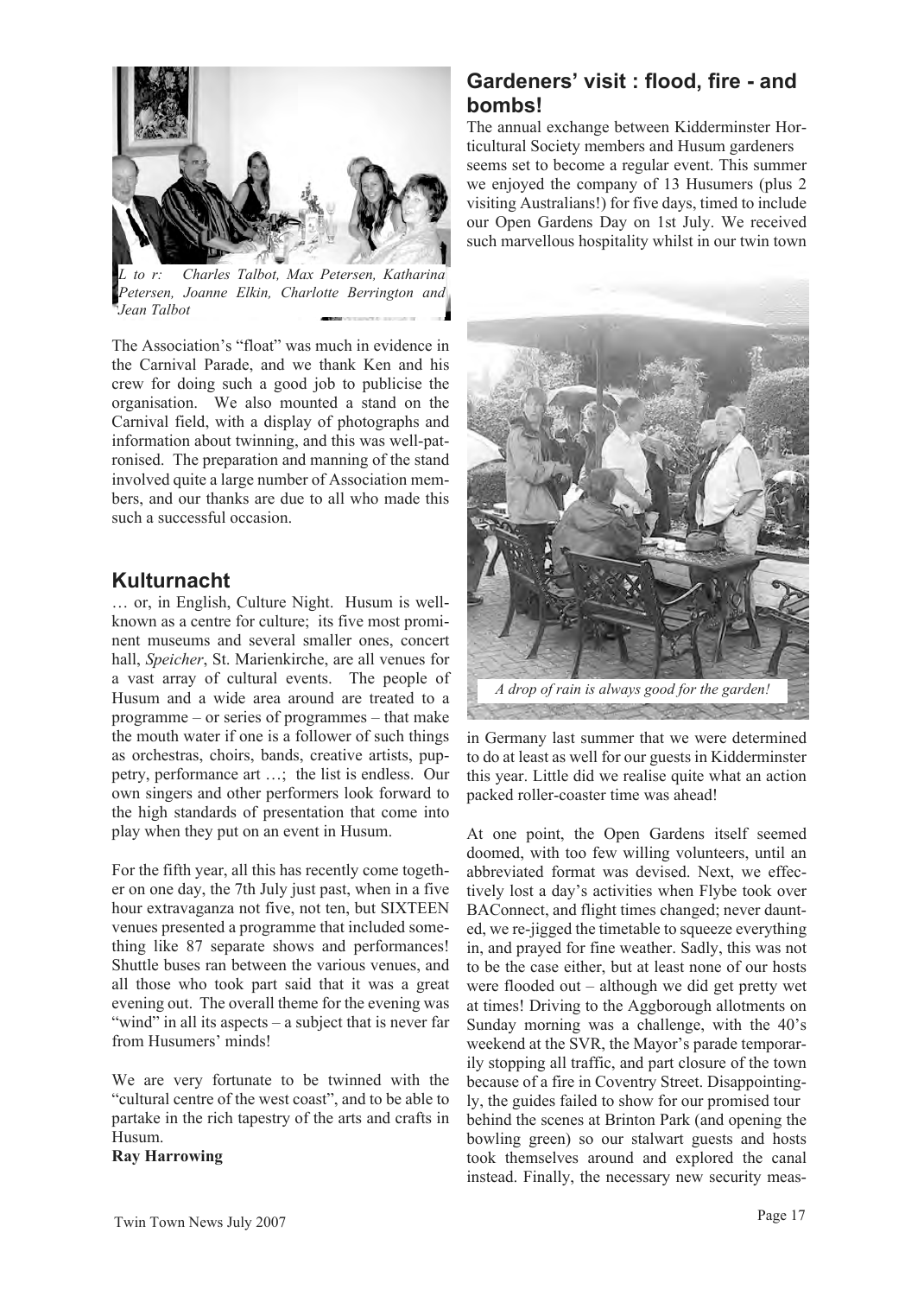*L to r: Charles Talbot, Max Petersen, Katharina Petersen, Joanne Elkin, Charlotte Berrington and Jean Talbot*

The Association's "float" was much in evidence in the Carnival Parade, and we thank Ken and his crew for doing such a good job to publicise the organisation. We also mounted a stand on the Carnival field, with a display of photographs and information about twinning, and this was well-patronised. The preparation and manning of the stand involved quite a large number of Association members, and our thanks are due to all who made this such a successful occasion.

## Kulturnacht

… or, in English, Culture Night. Husum is well-known as a centre for culture; its five most prominent museums and several smaller ones, concert hall, *Speicher*, St. Marienkirche, are all venues for a vast array of cultural events. The people of Husum and a wide area around are treated to a programme – or series of programmes – that make the mouth water if one is a follower of such things as orchestras, choirs, bands, creative artists, puppetry, performance art …; the list is endless. Our own singers and other performers look forward to the high standards of presentation that come into play when they put on an event in Husum.

For the fifth year, all this has recently come together on one day, the 7th July just past, when in a five hour extravaganza not five, not ten, but SIXTEEN venues presented a programme that included something like 87 separate shows and performances! Shuttle buses ran between the various venues, and all those who took part said that it was a great evening out. The overall theme for the evening was "wind" in all its aspects – a subject that is never far from Husumers' minds!

We are very fortunate to be twinned with the "cultural centre of the west coast", and to be able to partake in the rich tapestry of the arts and crafts in Husum.

**Ray Harrowing**

## Gardeners' visit : flood, fire - and bombs!

The annual exchange between Kidderminster Horticultural Society members and Husum gardeners seems set to become a regular event. This summer we enjoyed the company of 13 Husumers (plus 2 visiting Australians!) for five days, timed to include our Open Gardens Day on 1st July. We received such marvellous hospitality whilst in our twin town in Germany last summer that we were determined to do at least as well for our guests in Kidderminster this year. Little did we realise quite what an action packed roller-coaster time was ahead!

*A drop of rain is always good for the garden!*

At one point, the Open Gardens itself seemed doomed, with too few willing volunteers, until an abbreviated format was devised. Next, we effectively lost a day's activities when Flybe took over BAConnect, and flight times changed; never daunted, we re-jigged the timetable to squeeze everything in, and prayed for fine weather. Sadly, this was not to be the case either, but at least none of our hosts were flooded out – although we did get pretty wet at times! Driving to the Aggborough allotments on Sunday morning was a challenge, with the 40's weekend at the SVR, the Mayor's parade temporarily stopping all traffic, and part closure of the town because of a fire in Coventry Street. Disappointingly, the guides failed to show for our promised tour behind the scenes at Brinton Park (and opening the bowling green) so our stalwart guests and hosts took themselves around and explored the canal instead. Finally, the necessary new security meas-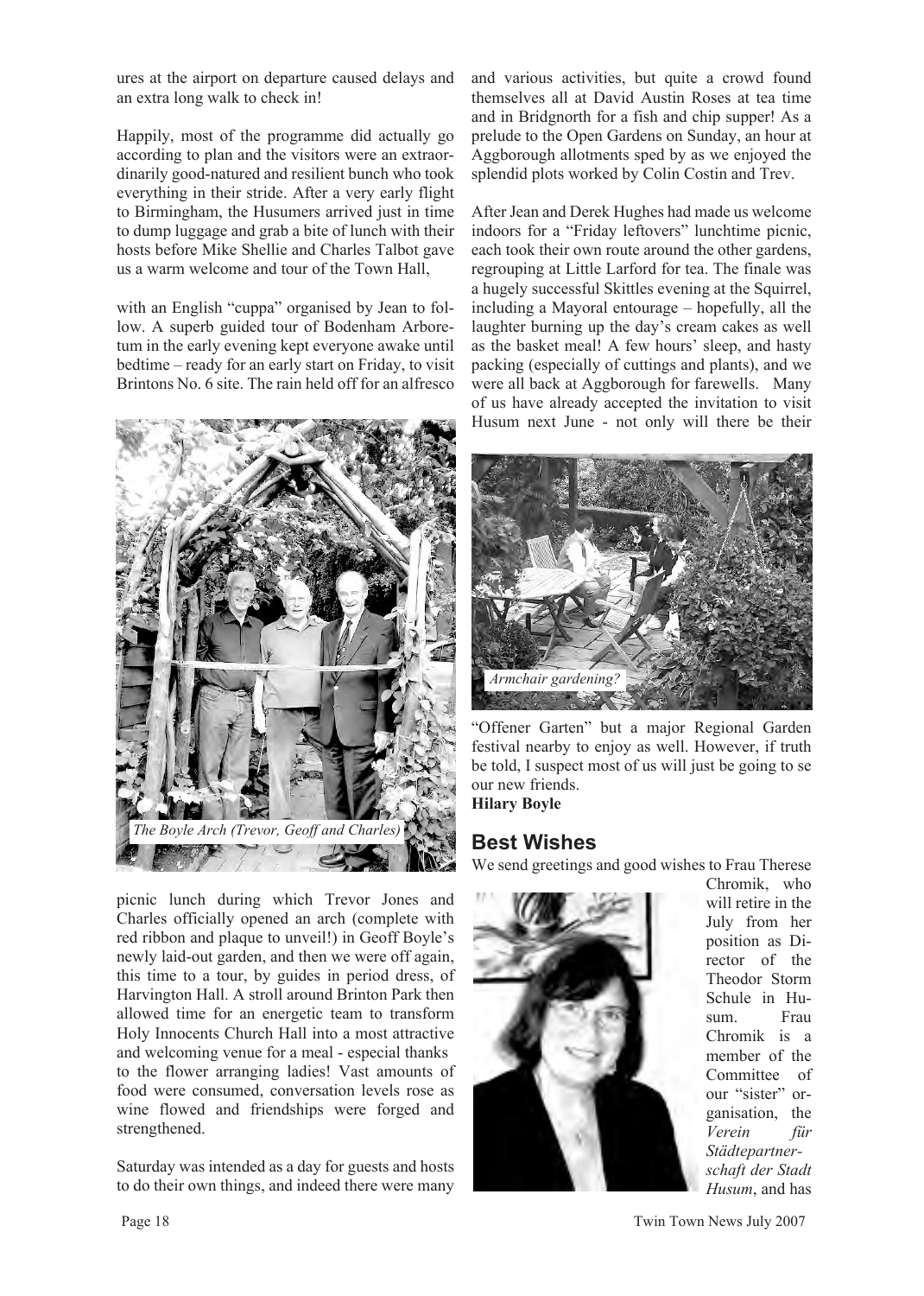ures at the airport on departure caused delays and an extra long walk to check in!

Happily, most of the programme did actually go according to plan and the visitors were an extraordinarily good-natured and resilient bunch who took everything in their stride. After a very early flight to Birmingham, the Husumers arrived just in time to dump luggage and grab a bite of lunch with their hosts before Mike Shellie and Charles Talbot gave us a warm welcome and tour of the Town Hall,

with an English "cuppa" organised by Jean to follow. A superb guided tour of Bodenham Arboretum in the early evening kept everyone awake until bedtime – ready for an early start on Friday, to visit Brintons No. 6 site. The rain held off for an alfresco picnic lunch during which Trevor Jones and Charles officially opened an arch (complete with red ribbon and plaque to unveil!) in Geoff Boyle's newly laid-out garden, and then we were off again, this time to a tour, by guides in period dress, of Harvington Hall. A stroll around Brinton Park then allowed time for an energetic team to transform Holy Innocents Church Hall into a most attractive and welcoming venue for a meal - especial thanks to the flower arranging ladies! Vast amounts of food were consumed, conversation levels rose as wine flowed and friendships were forged and strengthened.

*The Boyle Arch (Trevor, Geoff and Charles)*

Saturday was intended as a day for guests and hosts to do their own things, and indeed there were many and various activities, but quite a crowd found themselves all at David Austin Roses at tea time and in Bridgnorth for a fish and chip supper! As a prelude to the Open Gardens on Sunday, an hour at Aggborough allotments sped by as we enjoyed the splendid plots worked by Colin Costin and Trev.

After Jean and Derek Hughes had made us welcome indoors for a "Friday leftovers" lunchtime picnic, each took their own route around the other gardens, regrouping at Little Larford for tea. The finale was a hugely successful Skittles evening at the Squirrel, including a Mayoral entourage – hopefully, all the laughter burning up the day's cream cakes as well as the basket meal! A few hours' sleep, and hasty packing (especially of cuttings and plants), and we were all back at Aggborough for farewells. Many of us have already accepted the invitation to visit Husum next June - not only will there be their "Offener Garten" but a major Regional Garden festival nearby to enjoy as well. However, if truth be told, I suspect most of us will just be going to se our new friends.

*Armchair gardening?*

**Hilary Boyle**

## Best Wishes

We send greetings and good wishes to Frau Therese Chromik, who will retire in the July from her position as Director of the Theodor Storm Schule in Husum. Frau Chromik is a member of the Committee of our "sister" organisation, the *Verein für Städtepartnerschaft der Stadt Husum*, and has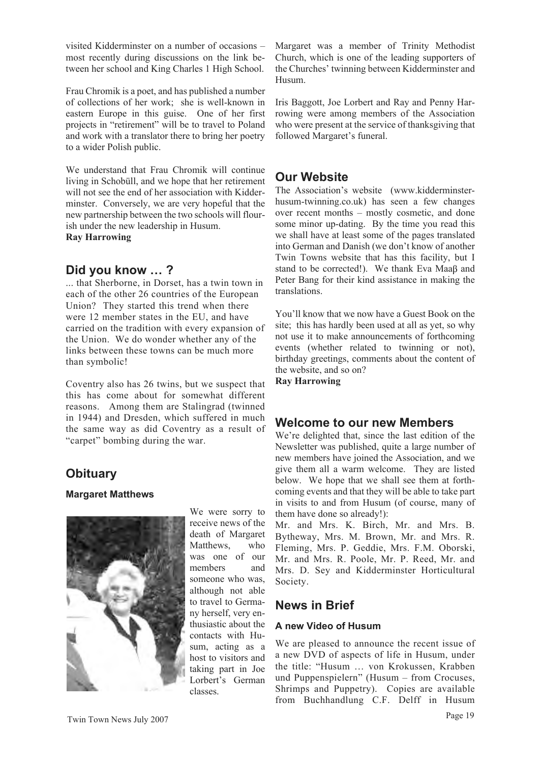visited Kidderminster on a number of occasions – most recently during discussions on the link between her school and King Charles 1 High School.

Frau Chromik is a poet, and has published a number of collections of her work; she is well-known in eastern Europe in this guise. One of her first projects in "retirement" will be to travel to Poland and work with a translator there to bring her poetry to a wider Polish public.

We understand that Frau Chromik will continue living in Schobüll, and we hope that her retirement will not see the end of her association with Kidderminster. Conversely, we are very hopeful that the new partnership between the two schools will flourish under the new leadership in Husum.

**Ray Harrowing**

## Did you know … ?

... that Sherborne, in Dorset, has a twin town in each of the other 26 countries of the European Union? They started this trend when there were 12 member states in the EU, and have carried on the tradition with every expansion of the Union. We do wonder whether any of the links between these towns can be much more than symbolic!

Coventry also has 26 twins, but we suspect that this has come about for somewhat different reasons. Among them are Stalingrad (twinned in 1944) and Dresden, which suffered in much the same way as did Coventry as a result of "carpet" bombing during the war.

## Obituary

### Margaret Matthews

We were sorry to receive news of the death of Margaret Matthews, who was one of our members and someone who was, although not able to travel to Germany herself, very enthusiastic about the contacts with Husum, acting as a host to visitors and taking part in Joe Lorbert's German classes.

Margaret was a member of Trinity Methodist Church, which is one of the leading supporters of the Churches' twinning between Kidderminster and Husum.

Iris Baggott, Joe Lorbert and Ray and Penny Harrowing were among members of the Association who were present at the service of thanksgiving that followed Margaret's funeral.

## Our Website

The Association's website (www.kidderminster-husum-twinning.co.uk) has seen a few changes over recent months – mostly cosmetic, and done some minor up-dating. By the time you read this we shall have at least some of the pages translated into German and Danish (we don't know of another Twin Towns website that has this facility, but I stand to be corrected!). We thank Eva Maaβ and Peter Bang for their kind assistance in making the translations.

You'll know that we now have a Guest Book on the site; this has hardly been used at all as yet, so why not use it to make announcements of forthcoming events (whether related to twinning or not), birthday greetings, comments about the content of the website, and so on?

**Ray Harrowing**

## Welcome to our new Members

We're delighted that, since the last edition of the Newsletter was published, quite a large number of new members have joined the Association, and we give them all a warm welcome. They are listed below. We hope that we shall see them at forthcoming events and that they will be able to take part in visits to and from Husum (of course, many of them have done so already!):

Mr. and Mrs. K. Birch, Mr. and Mrs. B. Bytheway, Mrs. M. Brown, Mr. and Mrs. R. Fleming, Mrs. P. Geddie, Mrs. F.M. Oborski, Mr. and Mrs. R. Poole, Mr. P. Reed, Mr. and Mrs. D. Sey and Kidderminster Horticultural Society.

## News in Brief

### A new Video of Husum

We are pleased to announce the recent issue of a new DVD of aspects of life in Husum, under the title: "Husum … von Krokussen, Krabben und Puppenspielern" (Husum – from Crocuses, Shrimps and Puppetry). Copies are available from Buchhandlung C.F. Delff in Husum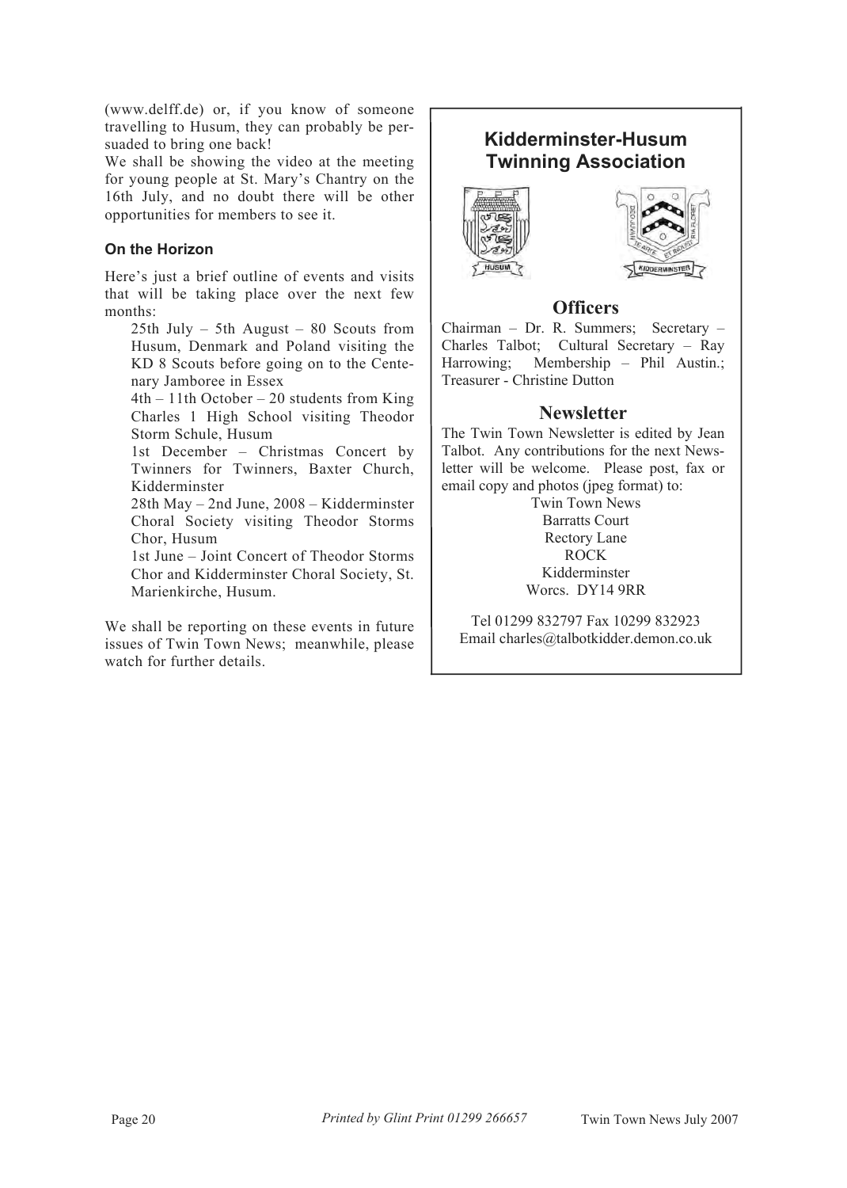(www.delff.de) or, if you know of someone travelling to Husum, they can probably be persuaded to bring one back!

We shall be showing the video at the meeting for young people at St. Mary's Chantry on the 16th July, and no doubt there will be other opportunities for members to see it.

### On the Horizon

Here's just a brief outline of events and visits that will be taking place over the next few months:

- 25th July – 5th August – 80 Scouts from Husum, Denmark and Poland visiting the KD 8 Scouts before going on to the Centenary Jamboree in Essex
- 4th – 11th October – 20 students from King Charles 1 High School visiting Theodor Storm Schule, Husum
- 1st December – Christmas Concert by Twinners for Twinners, Baxter Church, Kidderminster
- 28th May – 2nd June, 2008 – Kidderminster Choral Society visiting Theodor Storms Chor, Husum
- 1st June – Joint Concert of Theodor Storms Chor and Kidderminster Choral Society, St. Marienkirche, Husum.

We shall be reporting on these events in future issues of Twin Town News; meanwhile, please watch for further details.

## Kidderminster-Husum Twinning Association

### Officers

Chairman – Dr. R. Summers; Secretary – Charles Talbot; Cultural Secretary – Ray Harrowing; Membership – Phil Austin.; Treasurer - Christine Dutton

### Newsletter

The Twin Town Newsletter is edited by Jean Talbot. Any contributions for the next Newsletter will be welcome. Please post, fax or email copy and photos (jpeg format) to:

Twin Town News
Barratts Court
Rectory Lane
ROCK
Kidderminster
Worcs. DY14 9RR

Tel 01299 832797 Fax 10299 832923
Email charles@talbotkidder.demon.co.uk

*Printed by Glint Print 01299 266657*